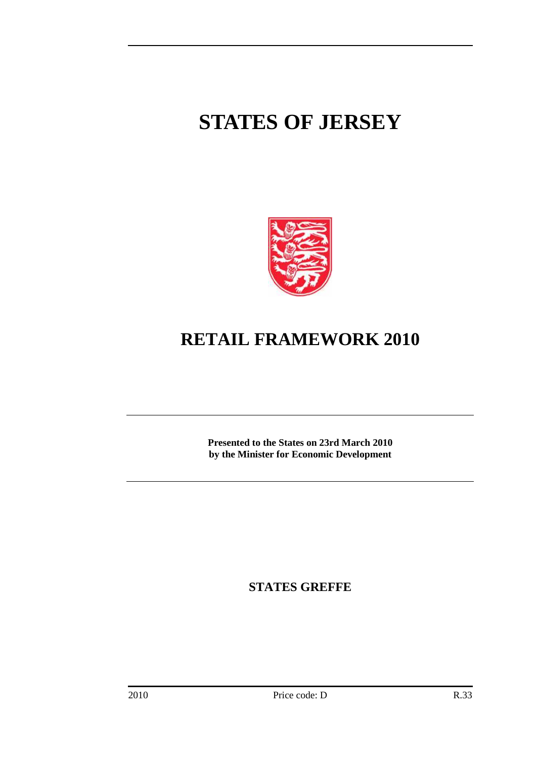# STATES OF JERSEY

# RETAIL FRAMEWORK 2010

**Presented to the States on 23rd March 2010 by the Minister for Economic Development**

**STATES GREFFE**

2010 Price code: D R.33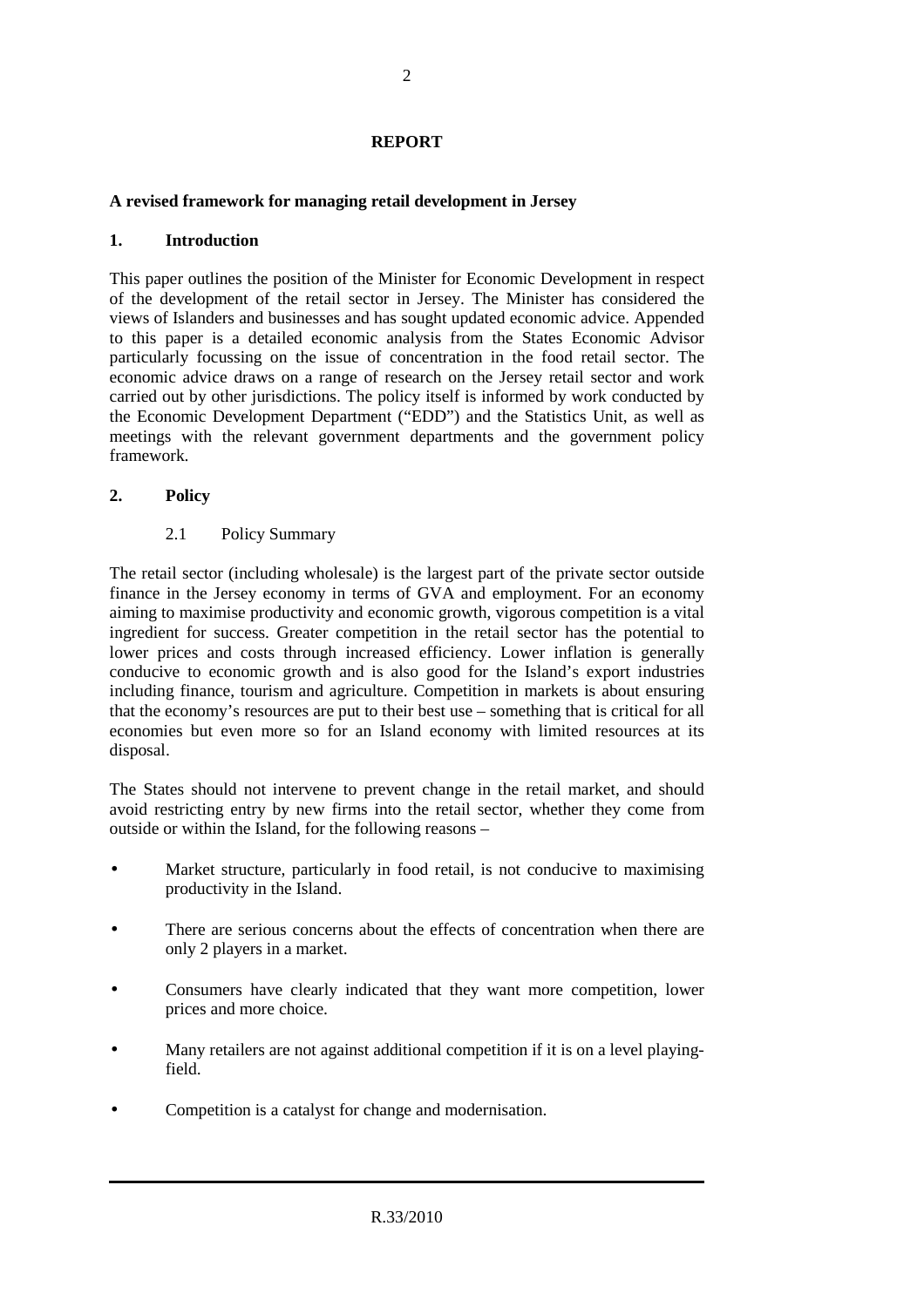# REPORT

## A revised framework for managing retail development in Jersey

### 1. Introduction

This paper outlines the position of the Minister for Economic Development in respect of the development of the retail sector in Jersey. The Minister has considered the views of Islanders and businesses and has sought updated economic advice. Appended to this paper is a detailed economic analysis from the States Economic Advisor particularly focussing on the issue of concentration in the food retail sector. The economic advice draws on a range of research on the Jersey retail sector and work carried out by other jurisdictions. The policy itself is informed by work conducted by the Economic Development Department ("EDD") and the Statistics Unit, as well as meetings with the relevant government departments and the government policy framework.

### 2. Policy

#### 2.1 Policy Summary

The retail sector (including wholesale) is the largest part of the private sector outside finance in the Jersey economy in terms of GVA and employment. For an economy aiming to maximise productivity and economic growth, vigorous competition is a vital ingredient for success. Greater competition in the retail sector has the potential to lower prices and costs through increased efficiency. Lower inflation is generally conducive to economic growth and is also good for the Island's export industries including finance, tourism and agriculture. Competition in markets is about ensuring that the economy's resources are put to their best use – something that is critical for all economies but even more so for an Island economy with limited resources at its disposal.

The States should not intervene to prevent change in the retail market, and should avoid restricting entry by new firms into the retail sector, whether they come from outside or within the Island, for the following reasons –

- Market structure, particularly in food retail, is not conducive to maximising productivity in the Island.
- There are serious concerns about the effects of concentration when there are only 2 players in a market.
- Consumers have clearly indicated that they want more competition, lower prices and more choice.
- Many retailers are not against additional competition if it is on a level playing-field.
- Competition is a catalyst for change and modernisation.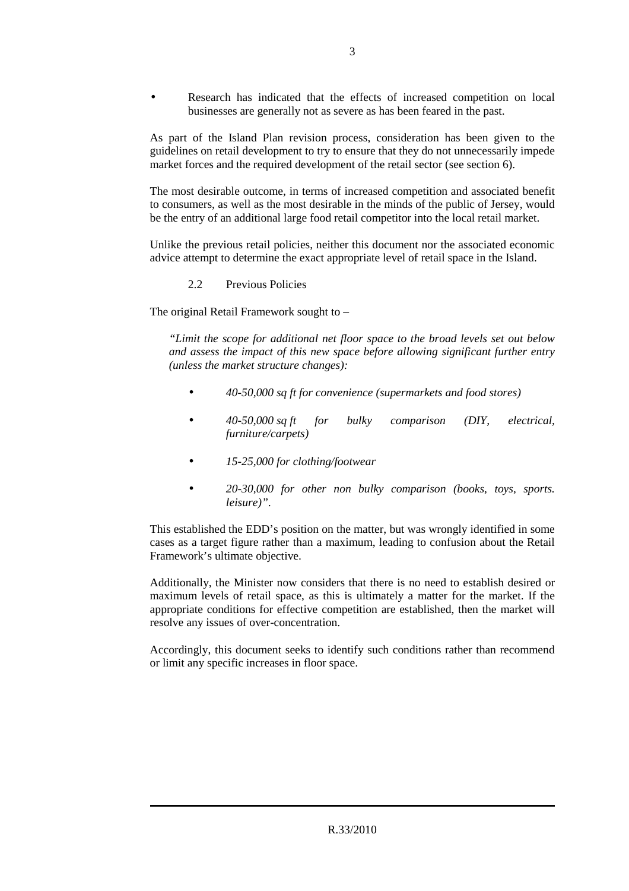- Research has indicated that the effects of increased competition on local businesses are generally not as severe as has been feared in the past.

As part of the Island Plan revision process, consideration has been given to the guidelines on retail development to try to ensure that they do not unnecessarily impede market forces and the required development of the retail sector (see section 6).

The most desirable outcome, in terms of increased competition and associated benefit to consumers, as well as the most desirable in the minds of the public of Jersey, would be the entry of an additional large food retail competitor into the local retail market.

Unlike the previous retail policies, neither this document nor the associated economic advice attempt to determine the exact appropriate level of retail space in the Island.

### 2.2 Previous Policies

The original Retail Framework sought to –

> *"Limit the scope for additional net floor space to the broad levels set out below and assess the impact of this new space before allowing significant further entry (unless the market structure changes):*
>
> - *40-50,000 sq ft for convenience (supermarkets and food stores)*
> - *40-50,000 sq ft for bulky comparison (DIY, electrical, furniture/carpets)*
> - *15-25,000 for clothing/footwear*
> - *20-30,000 for other non bulky comparison (books, toys, sports. leisure)".*

This established the EDD's position on the matter, but was wrongly identified in some cases as a target figure rather than a maximum, leading to confusion about the Retail Framework's ultimate objective.

Additionally, the Minister now considers that there is no need to establish desired or maximum levels of retail space, as this is ultimately a matter for the market. If the appropriate conditions for effective competition are established, then the market will resolve any issues of over-concentration.

Accordingly, this document seeks to identify such conditions rather than recommend or limit any specific increases in floor space.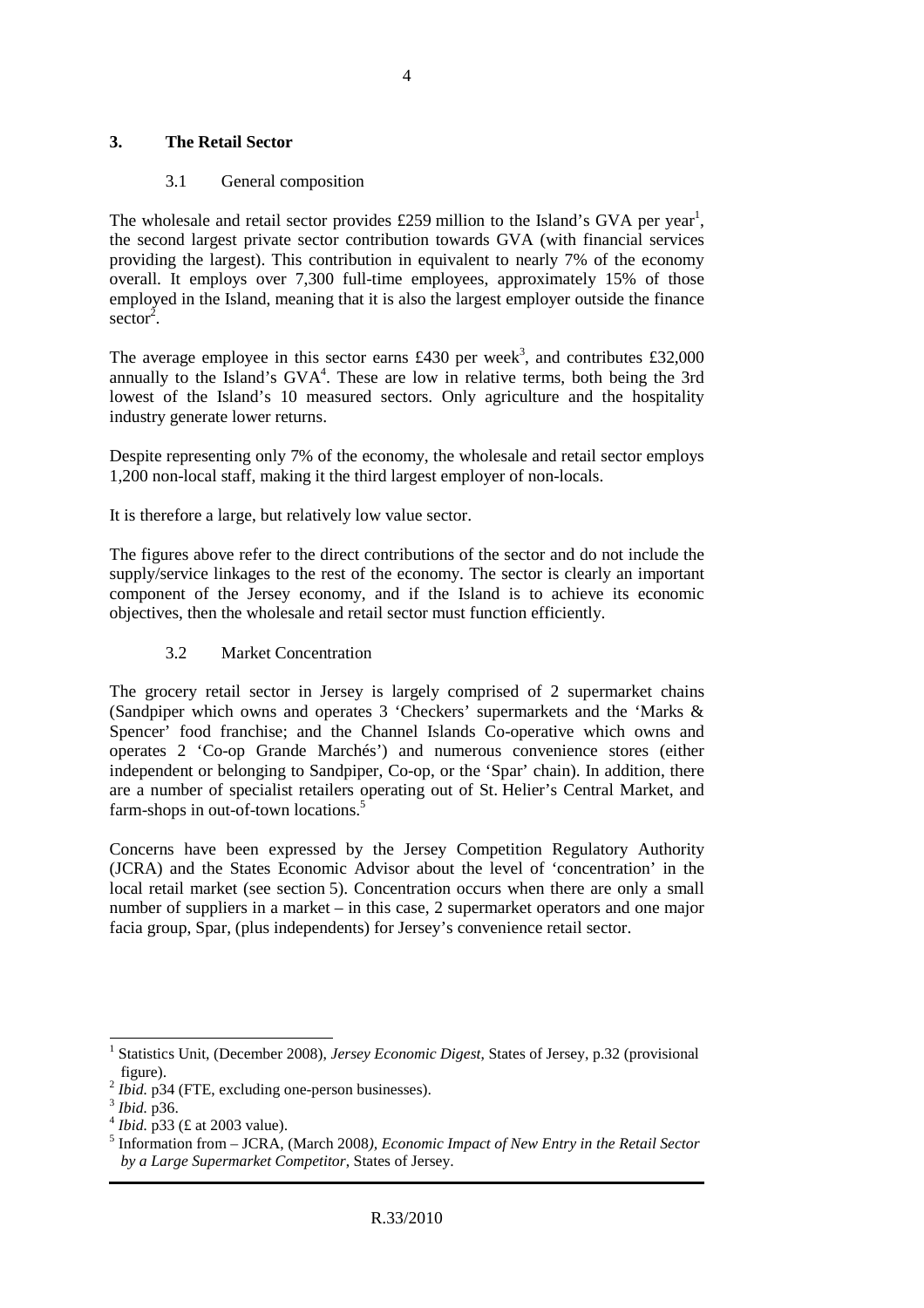## 3. The Retail Sector

### 3.1 General composition

The wholesale and retail sector provides £259 million to the Island's GVA per year[1], the second largest private sector contribution towards GVA (with financial services providing the largest). This contribution in equivalent to nearly 7% of the economy overall. It employs over 7,300 full-time employees, approximately 15% of those employed in the Island, meaning that it is also the largest employer outside the finance sector[2].

The average employee in this sector earns £430 per week[3], and contributes £32,000 annually to the Island's GVA[4]. These are low in relative terms, both being the 3rd lowest of the Island's 10 measured sectors. Only agriculture and the hospitality industry generate lower returns.

Despite representing only 7% of the economy, the wholesale and retail sector employs 1,200 non-local staff, making it the third largest employer of non-locals.

It is therefore a large, but relatively low value sector.

The figures above refer to the direct contributions of the sector and do not include the supply/service linkages to the rest of the economy. The sector is clearly an important component of the Jersey economy, and if the Island is to achieve its economic objectives, then the wholesale and retail sector must function efficiently.

### 3.2 Market Concentration

The grocery retail sector in Jersey is largely comprised of 2 supermarket chains (Sandpiper which owns and operates 3 'Checkers' supermarkets and the 'Marks & Spencer' food franchise; and the Channel Islands Co-operative which owns and operates 2 'Co-op Grande Marchés') and numerous convenience stores (either independent or belonging to Sandpiper, Co-op, or the 'Spar' chain). In addition, there are a number of specialist retailers operating out of St. Helier's Central Market, and farm-shops in out-of-town locations.[5]

Concerns have been expressed by the Jersey Competition Regulatory Authority (JCRA) and the States Economic Advisor about the level of 'concentration' in the local retail market (see section 5). Concentration occurs when there are only a small number of suppliers in a market – in this case, 2 supermarket operators and one major facia group, Spar, (plus independents) for Jersey's convenience retail sector.

---

[1] Statistics Unit, (December 2008), *Jersey Economic Digest*, States of Jersey, p.32 (provisional figure).

[2] *Ibid.* p34 (FTE, excluding one-person businesses).

[3] *Ibid.* p36.

[4] *Ibid.* p33 (£ at 2003 value).

[5] Information from – JCRA, (March 2008), *Economic Impact of New Entry in the Retail Sector by a Large Supermarket Competitor*, States of Jersey.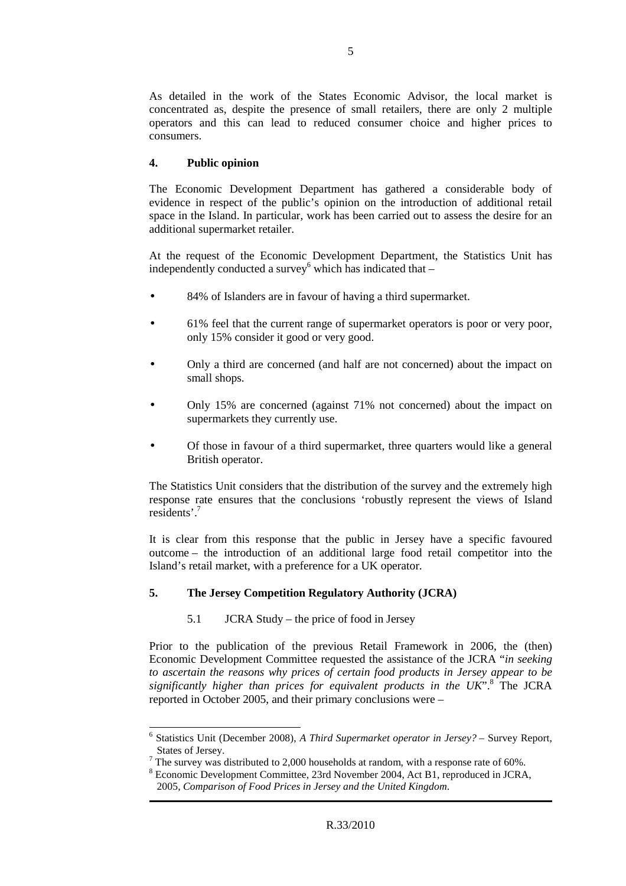As detailed in the work of the States Economic Advisor, the local market is concentrated as, despite the presence of small retailers, there are only 2 multiple operators and this can lead to reduced consumer choice and higher prices to consumers.

## 4. Public opinion

The Economic Development Department has gathered a considerable body of evidence in respect of the public's opinion on the introduction of additional retail space in the Island. In particular, work has been carried out to assess the desire for an additional supermarket retailer.

At the request of the Economic Development Department, the Statistics Unit has independently conducted a survey[6] which has indicated that –

- 84% of Islanders are in favour of having a third supermarket.
- 61% feel that the current range of supermarket operators is poor or very poor, only 15% consider it good or very good.
- Only a third are concerned (and half are not concerned) about the impact on small shops.
- Only 15% are concerned (against 71% not concerned) about the impact on supermarkets they currently use.
- Of those in favour of a third supermarket, three quarters would like a general British operator.

The Statistics Unit considers that the distribution of the survey and the extremely high response rate ensures that the conclusions 'robustly represent the views of Island residents'.[7]

It is clear from this response that the public in Jersey have a specific favoured outcome – the introduction of an additional large food retail competitor into the Island's retail market, with a preference for a UK operator.

## 5. The Jersey Competition Regulatory Authority (JCRA)

### 5.1 JCRA Study – the price of food in Jersey

Prior to the publication of the previous Retail Framework in 2006, the (then) Economic Development Committee requested the assistance of the JCRA "*in seeking to ascertain the reasons why prices of certain food products in Jersey appear to be significantly higher than prices for equivalent products in the UK*".[8] The JCRA reported in October 2005, and their primary conclusions were –

---

[6] Statistics Unit (December 2008), *A Third Supermarket operator in Jersey?* – Survey Report, States of Jersey.

[7] The survey was distributed to 2,000 households at random, with a response rate of 60%.

[8] Economic Development Committee, 23rd November 2004, Act B1, reproduced in JCRA, 2005, *Comparison of Food Prices in Jersey and the United Kingdom*.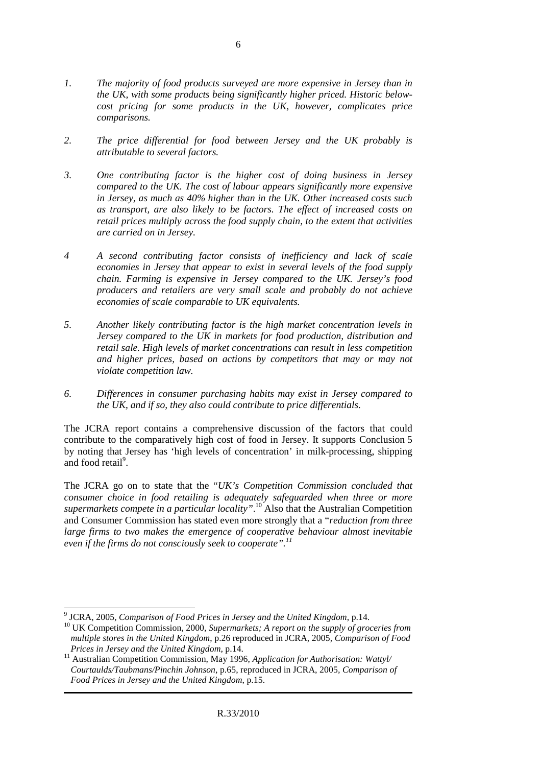1. *The majority of food products surveyed are more expensive in Jersey than in the UK, with some products being significantly higher priced. Historic below-cost pricing for some products in the UK, however, complicates price comparisons.*

2. *The price differential for food between Jersey and the UK probably is attributable to several factors.*

3. *One contributing factor is the higher cost of doing business in Jersey compared to the UK. The cost of labour appears significantly more expensive in Jersey, as much as 40% higher than in the UK. Other increased costs such as transport, are also likely to be factors. The effect of increased costs on retail prices multiply across the food supply chain, to the extent that activities are carried on in Jersey.*

4. *A second contributing factor consists of inefficiency and lack of scale economies in Jersey that appear to exist in several levels of the food supply chain. Farming is expensive in Jersey compared to the UK. Jersey's food producers and retailers are very small scale and probably do not achieve economies of scale comparable to UK equivalents.*

5. *Another likely contributing factor is the high market concentration levels in Jersey compared to the UK in markets for food production, distribution and retail sale. High levels of market concentrations can result in less competition and higher prices, based on actions by competitors that may or may not violate competition law.*

6. *Differences in consumer purchasing habits may exist in Jersey compared to the UK, and if so, they also could contribute to price differentials.*

The JCRA report contains a comprehensive discussion of the factors that could contribute to the comparatively high cost of food in Jersey. It supports Conclusion 5 by noting that Jersey has 'high levels of concentration' in milk-processing, shipping and food retail[9].

The JCRA go on to state that the "*UK's Competition Commission concluded that consumer choice in food retailing is adequately safeguarded when three or more supermarkets compete in a particular locality".*[10] Also that the Australian Competition and Consumer Commission has stated even more strongly that a "*reduction from three large firms to two makes the emergence of cooperative behaviour almost inevitable even if the firms do not consciously seek to cooperate".*[11]

---

[9] JCRA, 2005, *Comparison of Food Prices in Jersey and the United Kingdom*, p.14.

[10] UK Competition Commission, 2000, *Supermarkets; A report on the supply of groceries from multiple stores in the United Kingdom*, p.26 reproduced in JCRA, 2005, *Comparison of Food Prices in Jersey and the United Kingdom*, p.14.

[11] Australian Competition Commission, May 1996, *Application for Authorisation: Wattyl/ Courtaulds/Taubmans/Pinchin Johnson*, p.65, reproduced in JCRA, 2005, *Comparison of Food Prices in Jersey and the United Kingdom*, p.15.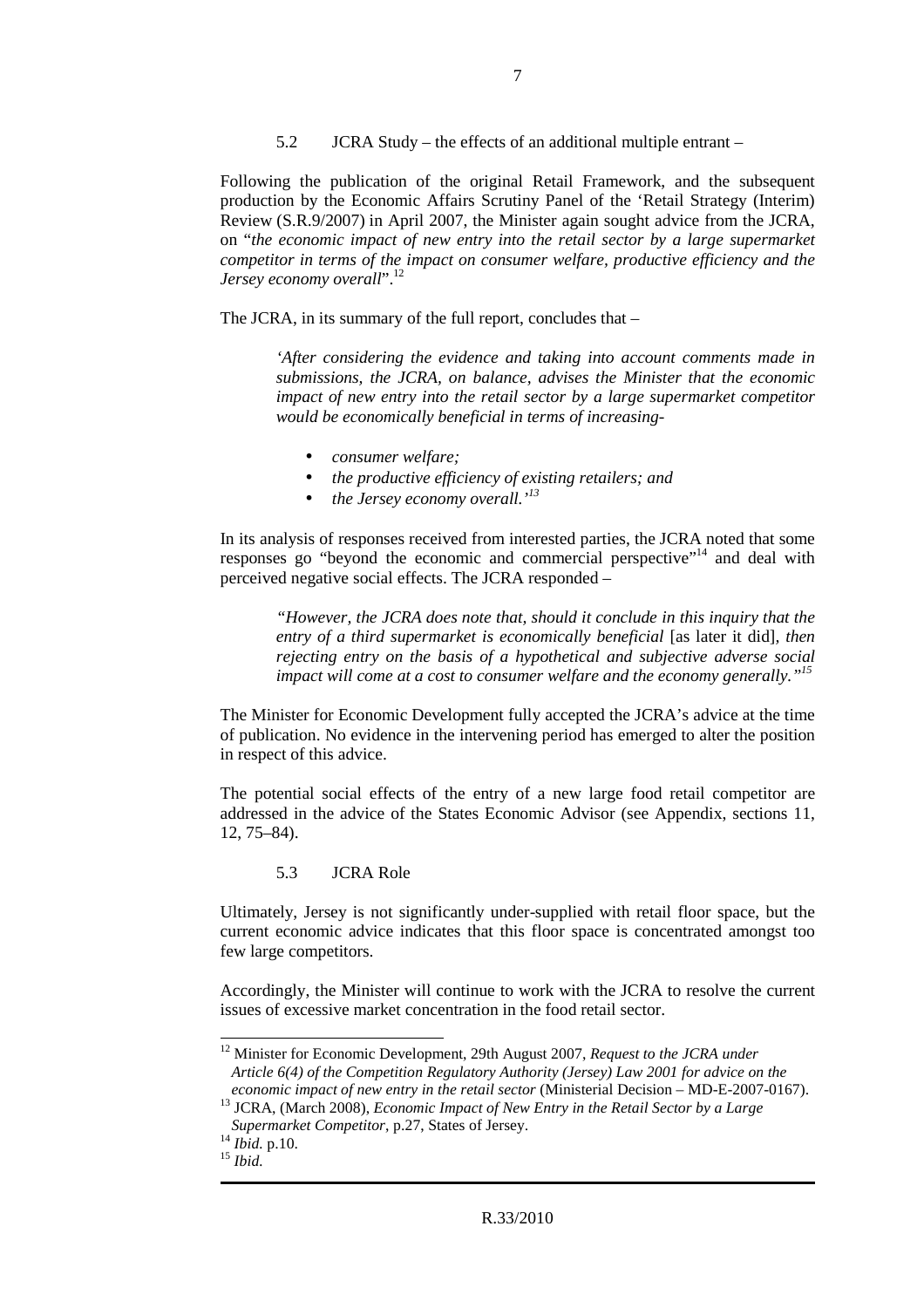### 5.2 JCRA Study – the effects of an additional multiple entrant –

Following the publication of the original Retail Framework, and the subsequent production by the Economic Affairs Scrutiny Panel of the 'Retail Strategy (Interim) Review (S.R.9/2007) in April 2007, the Minister again sought advice from the JCRA, on "*the economic impact of new entry into the retail sector by a large supermarket competitor in terms of the impact on consumer welfare, productive efficiency and the Jersey economy overall*".[12]

The JCRA, in its summary of the full report, concludes that –

> *'After considering the evidence and taking into account comments made in submissions, the JCRA, on balance, advises the Minister that the economic impact of new entry into the retail sector by a large supermarket competitor would be economically beneficial in terms of increasing-*
>
> - *consumer welfare;*
> - *the productive efficiency of existing retailers; and*
> - *the Jersey economy overall.'*[13]

In its analysis of responses received from interested parties, the JCRA noted that some responses go "beyond the economic and commercial perspective"[14] and deal with perceived negative social effects. The JCRA responded –

> *"However, the JCRA does note that, should it conclude in this inquiry that the entry of a third supermarket is economically beneficial* [as later it did]*, then rejecting entry on the basis of a hypothetical and subjective adverse social impact will come at a cost to consumer welfare and the economy generally."*[15]

The Minister for Economic Development fully accepted the JCRA's advice at the time of publication. No evidence in the intervening period has emerged to alter the position in respect of this advice.

The potential social effects of the entry of a new large food retail competitor are addressed in the advice of the States Economic Advisor (see Appendix, sections 11, 12, 75–84).

### 5.3 JCRA Role

Ultimately, Jersey is not significantly under-supplied with retail floor space, but the current economic advice indicates that this floor space is concentrated amongst too few large competitors.

Accordingly, the Minister will continue to work with the JCRA to resolve the current issues of excessive market concentration in the food retail sector.

---

[12] Minister for Economic Development, 29th August 2007, *Request to the JCRA under Article 6(4) of the Competition Regulatory Authority (Jersey) Law 2001 for advice on the economic impact of new entry in the retail sector* (Ministerial Decision – MD-E-2007-0167).

[13] JCRA, (March 2008), *Economic Impact of New Entry in the Retail Sector by a Large Supermarket Competitor*, p.27, States of Jersey.

[14] *Ibid.* p.10.

[15] *Ibid.*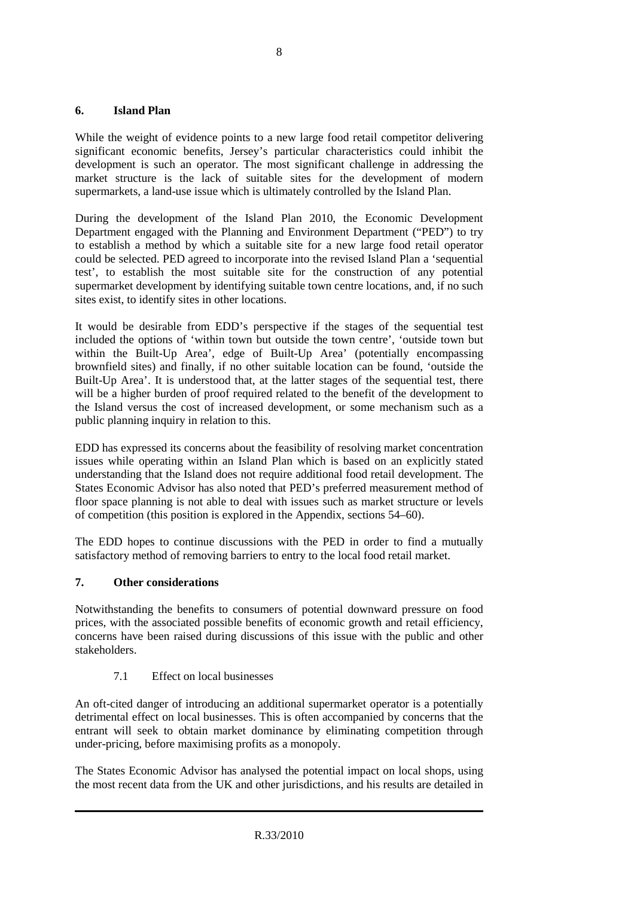## 6. Island Plan

While the weight of evidence points to a new large food retail competitor delivering significant economic benefits, Jersey's particular characteristics could inhibit the development is such an operator. The most significant challenge in addressing the market structure is the lack of suitable sites for the development of modern supermarkets, a land-use issue which is ultimately controlled by the Island Plan.

During the development of the Island Plan 2010, the Economic Development Department engaged with the Planning and Environment Department ("PED") to try to establish a method by which a suitable site for a new large food retail operator could be selected. PED agreed to incorporate into the revised Island Plan a 'sequential test', to establish the most suitable site for the construction of any potential supermarket development by identifying suitable town centre locations, and, if no such sites exist, to identify sites in other locations.

It would be desirable from EDD's perspective if the stages of the sequential test included the options of 'within town but outside the town centre', 'outside town but within the Built-Up Area', edge of Built-Up Area' (potentially encompassing brownfield sites) and finally, if no other suitable location can be found, 'outside the Built-Up Area'. It is understood that, at the latter stages of the sequential test, there will be a higher burden of proof required related to the benefit of the development to the Island versus the cost of increased development, or some mechanism such as a public planning inquiry in relation to this.

EDD has expressed its concerns about the feasibility of resolving market concentration issues while operating within an Island Plan which is based on an explicitly stated understanding that the Island does not require additional food retail development. The States Economic Advisor has also noted that PED's preferred measurement method of floor space planning is not able to deal with issues such as market structure or levels of competition (this position is explored in the Appendix, sections 54–60).

The EDD hopes to continue discussions with the PED in order to find a mutually satisfactory method of removing barriers to entry to the local food retail market.

## 7. Other considerations

Notwithstanding the benefits to consumers of potential downward pressure on food prices, with the associated possible benefits of economic growth and retail efficiency, concerns have been raised during discussions of this issue with the public and other stakeholders.

### 7.1 Effect on local businesses

An oft-cited danger of introducing an additional supermarket operator is a potentially detrimental effect on local businesses. This is often accompanied by concerns that the entrant will seek to obtain market dominance by eliminating competition through under-pricing, before maximising profits as a monopoly.

The States Economic Advisor has analysed the potential impact on local shops, using the most recent data from the UK and other jurisdictions, and his results are detailed in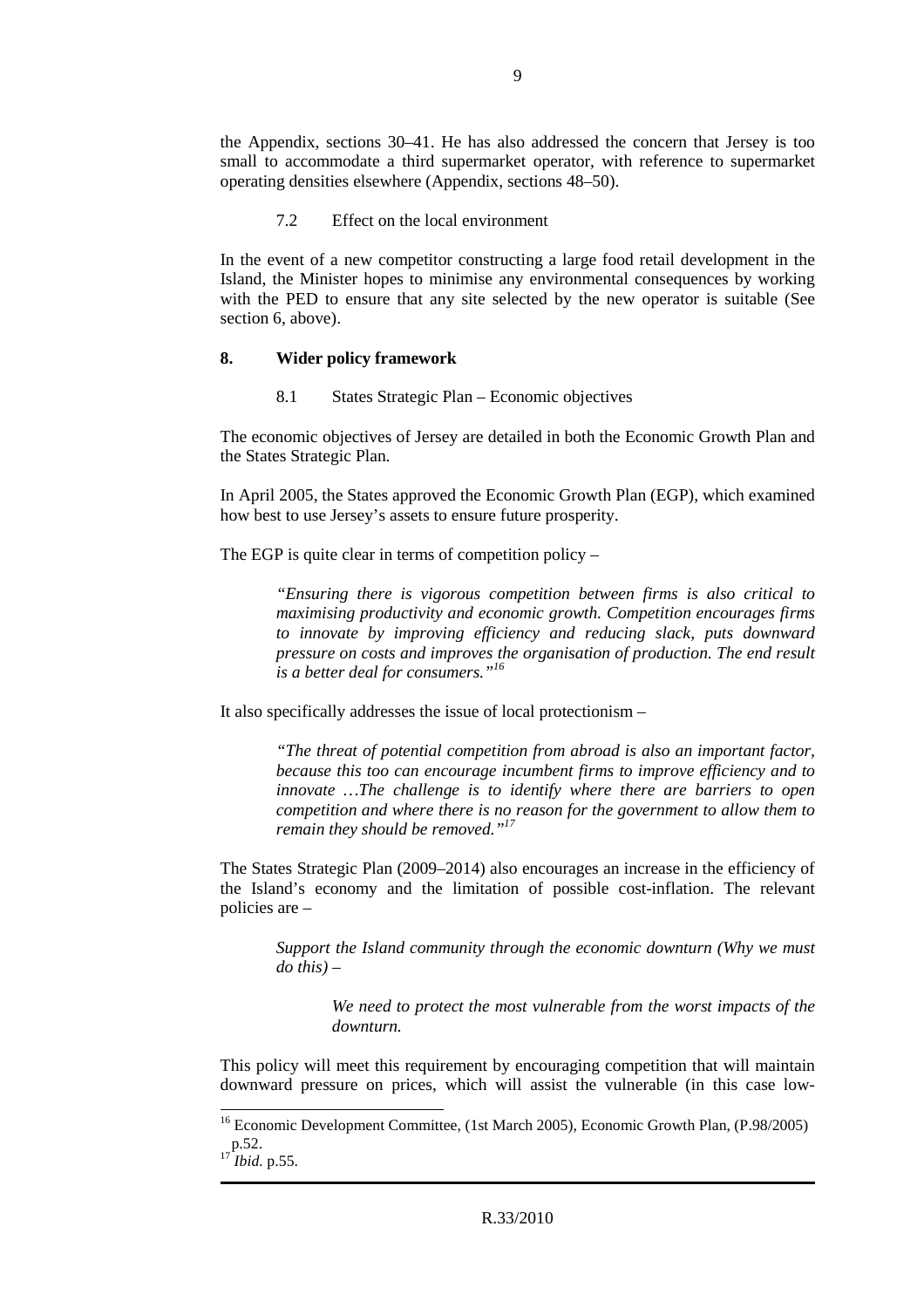the Appendix, sections 30–41. He has also addressed the concern that Jersey is too small to accommodate a third supermarket operator, with reference to supermarket operating densities elsewhere (Appendix, sections 48–50).

### 7.2 Effect on the local environment

In the event of a new competitor constructing a large food retail development in the Island, the Minister hopes to minimise any environmental consequences by working with the PED to ensure that any site selected by the new operator is suitable (See section 6, above).

## 8. Wider policy framework

### 8.1 States Strategic Plan – Economic objectives

The economic objectives of Jersey are detailed in both the Economic Growth Plan and the States Strategic Plan.

In April 2005, the States approved the Economic Growth Plan (EGP), which examined how best to use Jersey's assets to ensure future prosperity.

The EGP is quite clear in terms of competition policy –

> *"Ensuring there is vigorous competition between firms is also critical to maximising productivity and economic growth. Competition encourages firms to innovate by improving efficiency and reducing slack, puts downward pressure on costs and improves the organisation of production. The end result is a better deal for consumers."*[16]

It also specifically addresses the issue of local protectionism –

> *"The threat of potential competition from abroad is also an important factor, because this too can encourage incumbent firms to improve efficiency and to innovate …The challenge is to identify where there are barriers to open competition and where there is no reason for the government to allow them to remain they should be removed."*[17]

The States Strategic Plan (2009–2014) also encourages an increase in the efficiency of the Island's economy and the limitation of possible cost-inflation. The relevant policies are –

> *Support the Island community through the economic downturn (Why we must do this)* –
>
> > *We need to protect the most vulnerable from the worst impacts of the downturn.*

This policy will meet this requirement by encouraging competition that will maintain downward pressure on prices, which will assist the vulnerable (in this case low-

---

[16] Economic Development Committee, (1st March 2005), Economic Growth Plan, (P.98/2005) p.52.

[17] *Ibid.* p.55.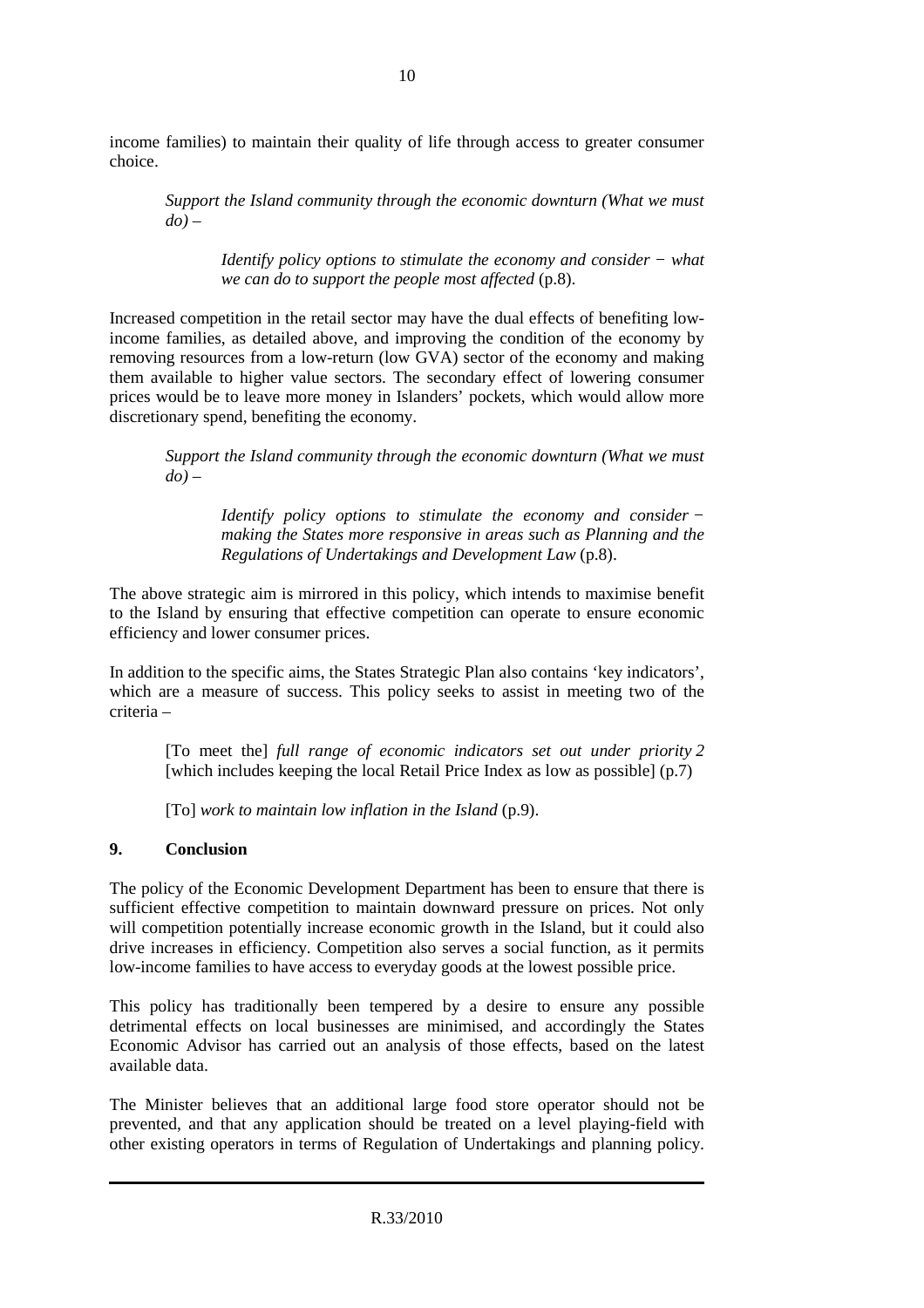income families) to maintain their quality of life through access to greater consumer choice.

> *Support the Island community through the economic downturn (What we must do) –*
>
> > *Identify policy options to stimulate the economy and consider − what we can do to support the people most affected* (p.8).

Increased competition in the retail sector may have the dual effects of benefiting low-income families, as detailed above, and improving the condition of the economy by removing resources from a low-return (low GVA) sector of the economy and making them available to higher value sectors. The secondary effect of lowering consumer prices would be to leave more money in Islanders' pockets, which would allow more discretionary spend, benefiting the economy.

> *Support the Island community through the economic downturn (What we must do) –*
>
> > *Identify policy options to stimulate the economy and consider − making the States more responsive in areas such as Planning and the Regulations of Undertakings and Development Law* (p.8).

The above strategic aim is mirrored in this policy, which intends to maximise benefit to the Island by ensuring that effective competition can operate to ensure economic efficiency and lower consumer prices.

In addition to the specific aims, the States Strategic Plan also contains 'key indicators', which are a measure of success. This policy seeks to assist in meeting two of the criteria –

> [To meet the] *full range of economic indicators set out under priority 2* [which includes keeping the local Retail Price Index as low as possible] (p.7)
>
> [To] *work to maintain low inflation in the Island* (p.9).

## 9. Conclusion

The policy of the Economic Development Department has been to ensure that there is sufficient effective competition to maintain downward pressure on prices. Not only will competition potentially increase economic growth in the Island, but it could also drive increases in efficiency. Competition also serves a social function, as it permits low-income families to have access to everyday goods at the lowest possible price.

This policy has traditionally been tempered by a desire to ensure any possible detrimental effects on local businesses are minimised, and accordingly the States Economic Advisor has carried out an analysis of those effects, based on the latest available data.

The Minister believes that an additional large food store operator should not be prevented, and that any application should be treated on a level playing-field with other existing operators in terms of Regulation of Undertakings and planning policy.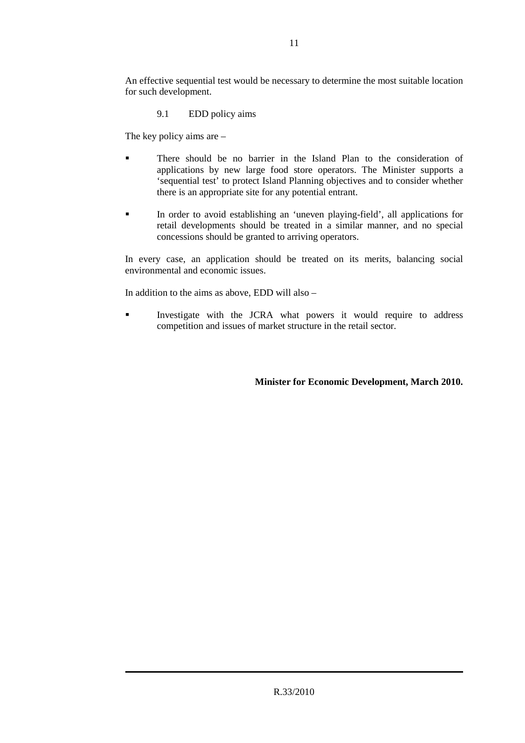An effective sequential test would be necessary to determine the most suitable location for such development.

### 9.1 EDD policy aims

The key policy aims are –

- There should be no barrier in the Island Plan to the consideration of applications by new large food store operators. The Minister supports a 'sequential test' to protect Island Planning objectives and to consider whether there is an appropriate site for any potential entrant.
- In order to avoid establishing an 'uneven playing-field', all applications for retail developments should be treated in a similar manner, and no special concessions should be granted to arriving operators.

In every case, an application should be treated on its merits, balancing social environmental and economic issues.

In addition to the aims as above, EDD will also –

- Investigate with the JCRA what powers it would require to address competition and issues of market structure in the retail sector.

**Minister for Economic Development, March 2010.**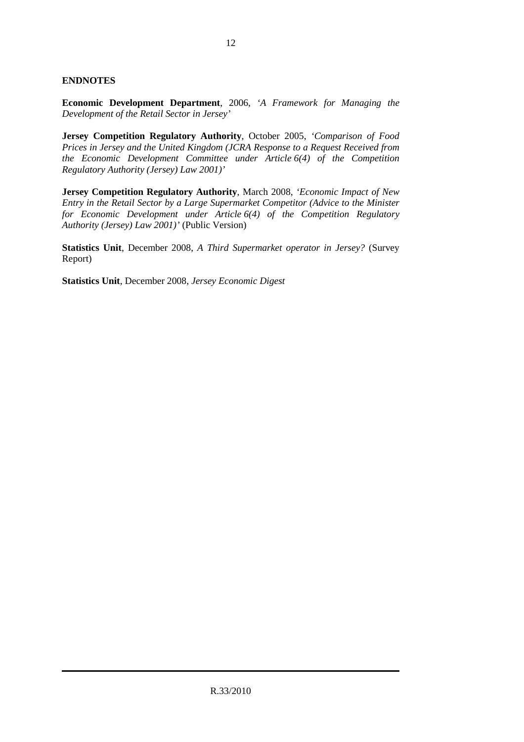**ENDNOTES**

**Economic Development Department**, 2006, *'A Framework for Managing the Development of the Retail Sector in Jersey'*

**Jersey Competition Regulatory Authority**, October 2005, *'Comparison of Food Prices in Jersey and the United Kingdom (JCRA Response to a Request Received from the Economic Development Committee under Article 6(4) of the Competition Regulatory Authority (Jersey) Law 2001)'*

**Jersey Competition Regulatory Authority**, March 2008, *'Economic Impact of New Entry in the Retail Sector by a Large Supermarket Competitor (Advice to the Minister for Economic Development under Article 6(4) of the Competition Regulatory Authority (Jersey) Law 2001)'* (Public Version)

**Statistics Unit**, December 2008, *A Third Supermarket operator in Jersey?* (Survey Report)

**Statistics Unit**, December 2008, *Jersey Economic Digest*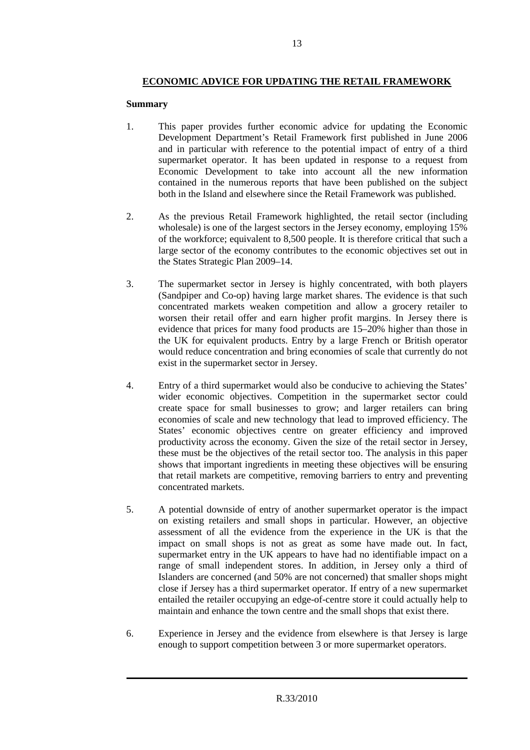## ECONOMIC ADVICE FOR UPDATING THE RETAIL FRAMEWORK

**Summary**

1. This paper provides further economic advice for updating the Economic Development Department's Retail Framework first published in June 2006 and in particular with reference to the potential impact of entry of a third supermarket operator. It has been updated in response to a request from Economic Development to take into account all the new information contained in the numerous reports that have been published on the subject both in the Island and elsewhere since the Retail Framework was published.

2. As the previous Retail Framework highlighted, the retail sector (including wholesale) is one of the largest sectors in the Jersey economy, employing 15% of the workforce; equivalent to 8,500 people. It is therefore critical that such a large sector of the economy contributes to the economic objectives set out in the States Strategic Plan 2009–14.

3. The supermarket sector in Jersey is highly concentrated, with both players (Sandpiper and Co-op) having large market shares. The evidence is that such concentrated markets weaken competition and allow a grocery retailer to worsen their retail offer and earn higher profit margins. In Jersey there is evidence that prices for many food products are 15–20% higher than those in the UK for equivalent products. Entry by a large French or British operator would reduce concentration and bring economies of scale that currently do not exist in the supermarket sector in Jersey.

4. Entry of a third supermarket would also be conducive to achieving the States' wider economic objectives. Competition in the supermarket sector could create space for small businesses to grow; and larger retailers can bring economies of scale and new technology that lead to improved efficiency. The States' economic objectives centre on greater efficiency and improved productivity across the economy. Given the size of the retail sector in Jersey, these must be the objectives of the retail sector too. The analysis in this paper shows that important ingredients in meeting these objectives will be ensuring that retail markets are competitive, removing barriers to entry and preventing concentrated markets.

5. A potential downside of entry of another supermarket operator is the impact on existing retailers and small shops in particular. However, an objective assessment of all the evidence from the experience in the UK is that the impact on small shops is not as great as some have made out. In fact, supermarket entry in the UK appears to have had no identifiable impact on a range of small independent stores. In addition, in Jersey only a third of Islanders are concerned (and 50% are not concerned) that smaller shops might close if Jersey has a third supermarket operator. If entry of a new supermarket entailed the retailer occupying an edge-of-centre store it could actually help to maintain and enhance the town centre and the small shops that exist there.

6. Experience in Jersey and the evidence from elsewhere is that Jersey is large enough to support competition between 3 or more supermarket operators.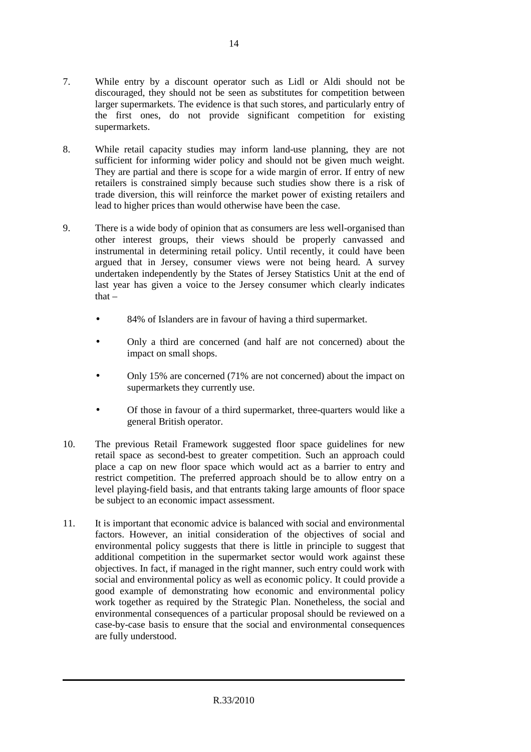7. While entry by a discount operator such as Lidl or Aldi should not be discouraged, they should not be seen as substitutes for competition between larger supermarkets. The evidence is that such stores, and particularly entry of the first ones, do not provide significant competition for existing supermarkets.

8. While retail capacity studies may inform land-use planning, they are not sufficient for informing wider policy and should not be given much weight. They are partial and there is scope for a wide margin of error. If entry of new retailers is constrained simply because such studies show there is a risk of trade diversion, this will reinforce the market power of existing retailers and lead to higher prices than would otherwise have been the case.

9. There is a wide body of opinion that as consumers are less well-organised than other interest groups, their views should be properly canvassed and instrumental in determining retail policy. Until recently, it could have been argued that in Jersey, consumer views were not being heard. A survey undertaken independently by the States of Jersey Statistics Unit at the end of last year has given a voice to the Jersey consumer which clearly indicates that –

   - 84% of Islanders are in favour of having a third supermarket.
   - Only a third are concerned (and half are not concerned) about the impact on small shops.
   - Only 15% are concerned (71% are not concerned) about the impact on supermarkets they currently use.
   - Of those in favour of a third supermarket, three-quarters would like a general British operator.

10. The previous Retail Framework suggested floor space guidelines for new retail space as second-best to greater competition. Such an approach could place a cap on new floor space which would act as a barrier to entry and restrict competition. The preferred approach should be to allow entry on a level playing-field basis, and that entrants taking large amounts of floor space be subject to an economic impact assessment.

11. It is important that economic advice is balanced with social and environmental factors. However, an initial consideration of the objectives of social and environmental policy suggests that there is little in principle to suggest that additional competition in the supermarket sector would work against these objectives. In fact, if managed in the right manner, such entry could work with social and environmental policy as well as economic policy. It could provide a good example of demonstrating how economic and environmental policy work together as required by the Strategic Plan. Nonetheless, the social and environmental consequences of a particular proposal should be reviewed on a case-by-case basis to ensure that the social and environmental consequences are fully understood.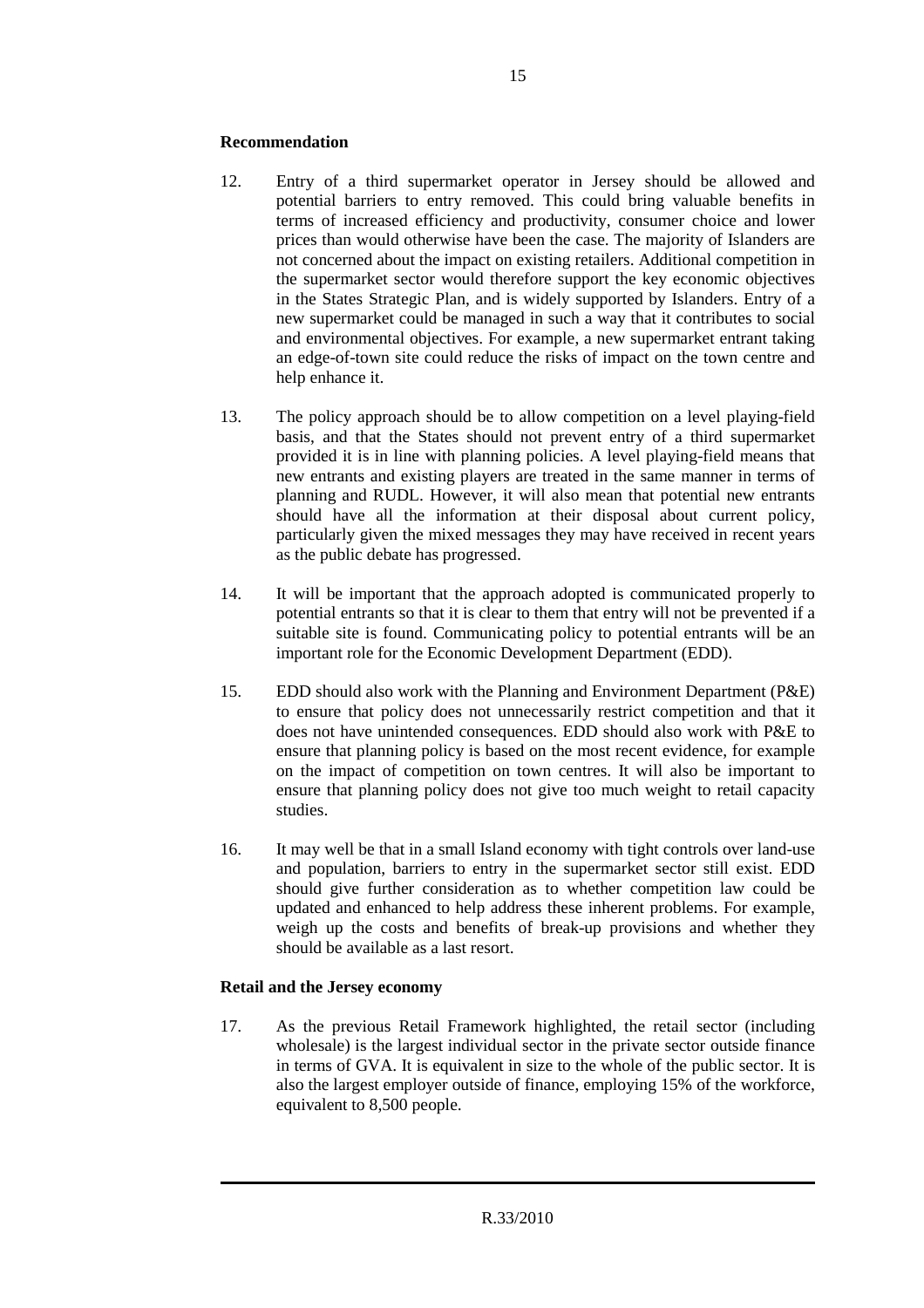**Recommendation**

12. Entry of a third supermarket operator in Jersey should be allowed and potential barriers to entry removed. This could bring valuable benefits in terms of increased efficiency and productivity, consumer choice and lower prices than would otherwise have been the case. The majority of Islanders are not concerned about the impact on existing retailers. Additional competition in the supermarket sector would therefore support the key economic objectives in the States Strategic Plan, and is widely supported by Islanders. Entry of a new supermarket could be managed in such a way that it contributes to social and environmental objectives. For example, a new supermarket entrant taking an edge-of-town site could reduce the risks of impact on the town centre and help enhance it.

13. The policy approach should be to allow competition on a level playing-field basis, and that the States should not prevent entry of a third supermarket provided it is in line with planning policies. A level playing-field means that new entrants and existing players are treated in the same manner in terms of planning and RUDL. However, it will also mean that potential new entrants should have all the information at their disposal about current policy, particularly given the mixed messages they may have received in recent years as the public debate has progressed.

14. It will be important that the approach adopted is communicated properly to potential entrants so that it is clear to them that entry will not be prevented if a suitable site is found. Communicating policy to potential entrants will be an important role for the Economic Development Department (EDD).

15. EDD should also work with the Planning and Environment Department (P&E) to ensure that policy does not unnecessarily restrict competition and that it does not have unintended consequences. EDD should also work with P&E to ensure that planning policy is based on the most recent evidence, for example on the impact of competition on town centres. It will also be important to ensure that planning policy does not give too much weight to retail capacity studies.

16. It may well be that in a small Island economy with tight controls over land-use and population, barriers to entry in the supermarket sector still exist. EDD should give further consideration as to whether competition law could be updated and enhanced to help address these inherent problems. For example, weigh up the costs and benefits of break-up provisions and whether they should be available as a last resort.

**Retail and the Jersey economy**

17. As the previous Retail Framework highlighted, the retail sector (including wholesale) is the largest individual sector in the private sector outside finance in terms of GVA. It is equivalent in size to the whole of the public sector. It is also the largest employer outside of finance, employing 15% of the workforce, equivalent to 8,500 people.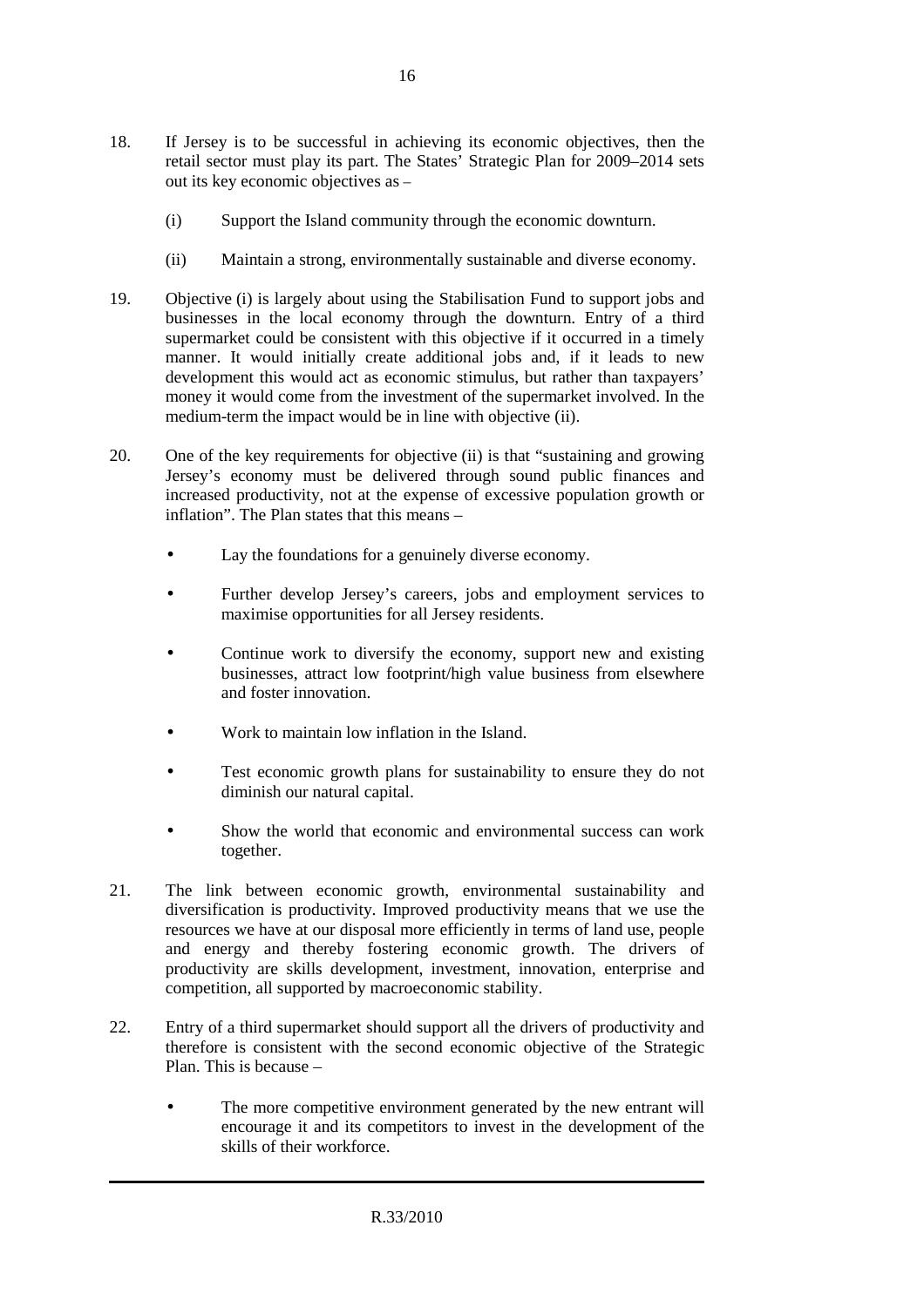18. If Jersey is to be successful in achieving its economic objectives, then the retail sector must play its part. The States' Strategic Plan for 2009–2014 sets out its key economic objectives as –

    (i) Support the Island community through the economic downturn.

    (ii) Maintain a strong, environmentally sustainable and diverse economy.

19. Objective (i) is largely about using the Stabilisation Fund to support jobs and businesses in the local economy through the downturn. Entry of a third supermarket could be consistent with this objective if it occurred in a timely manner. It would initially create additional jobs and, if it leads to new development this would act as economic stimulus, but rather than taxpayers' money it would come from the investment of the supermarket involved. In the medium-term the impact would be in line with objective (ii).

20. One of the key requirements for objective (ii) is that "sustaining and growing Jersey's economy must be delivered through sound public finances and increased productivity, not at the expense of excessive population growth or inflation". The Plan states that this means –

    - Lay the foundations for a genuinely diverse economy.
    - Further develop Jersey's careers, jobs and employment services to maximise opportunities for all Jersey residents.
    - Continue work to diversify the economy, support new and existing businesses, attract low footprint/high value business from elsewhere and foster innovation.
    - Work to maintain low inflation in the Island.
    - Test economic growth plans for sustainability to ensure they do not diminish our natural capital.
    - Show the world that economic and environmental success can work together.

21. The link between economic growth, environmental sustainability and diversification is productivity. Improved productivity means that we use the resources we have at our disposal more efficiently in terms of land use, people and energy and thereby fostering economic growth. The drivers of productivity are skills development, investment, innovation, enterprise and competition, all supported by macroeconomic stability.

22. Entry of a third supermarket should support all the drivers of productivity and therefore is consistent with the second economic objective of the Strategic Plan. This is because –

    - The more competitive environment generated by the new entrant will encourage it and its competitors to invest in the development of the skills of their workforce.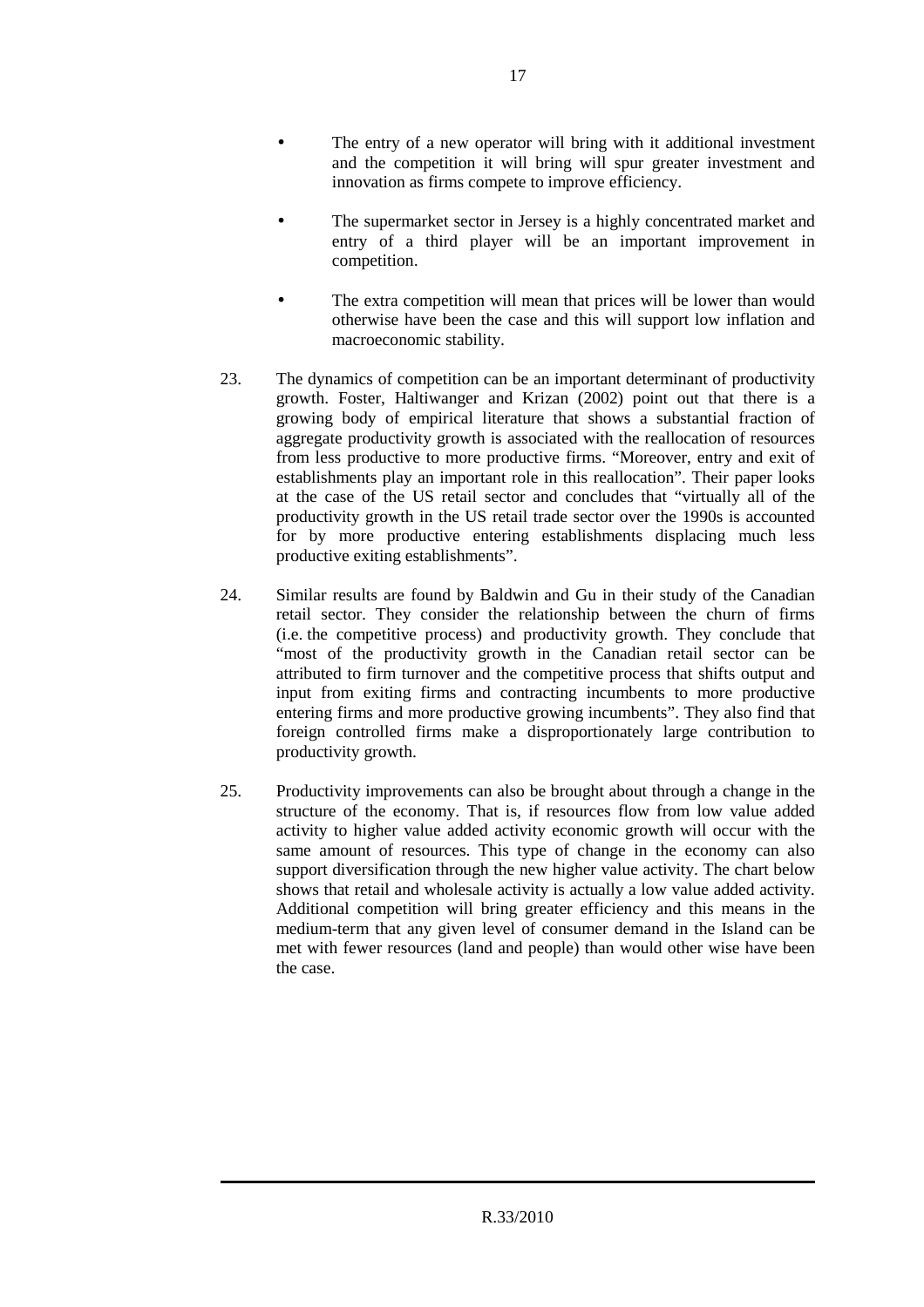- The entry of a new operator will bring with it additional investment and the competition it will bring will spur greater investment and innovation as firms compete to improve efficiency.
- The supermarket sector in Jersey is a highly concentrated market and entry of a third player will be an important improvement in competition.
- The extra competition will mean that prices will be lower than would otherwise have been the case and this will support low inflation and macroeconomic stability.

23. The dynamics of competition can be an important determinant of productivity growth. Foster, Haltiwanger and Krizan (2002) point out that there is a growing body of empirical literature that shows a substantial fraction of aggregate productivity growth is associated with the reallocation of resources from less productive to more productive firms. "Moreover, entry and exit of establishments play an important role in this reallocation". Their paper looks at the case of the US retail sector and concludes that "virtually all of the productivity growth in the US retail trade sector over the 1990s is accounted for by more productive entering establishments displacing much less productive exiting establishments".

24. Similar results are found by Baldwin and Gu in their study of the Canadian retail sector. They consider the relationship between the churn of firms (i.e. the competitive process) and productivity growth. They conclude that "most of the productivity growth in the Canadian retail sector can be attributed to firm turnover and the competitive process that shifts output and input from exiting firms and contracting incumbents to more productive entering firms and more productive growing incumbents". They also find that foreign controlled firms make a disproportionately large contribution to productivity growth.

25. Productivity improvements can also be brought about through a change in the structure of the economy. That is, if resources flow from low value added activity to higher value added activity economic growth will occur with the same amount of resources. This type of change in the economy can also support diversification through the new higher value activity. The chart below shows that retail and wholesale activity is actually a low value added activity. Additional competition will bring greater efficiency and this means in the medium-term that any given level of consumer demand in the Island can be met with fewer resources (land and people) than would other wise have been the case.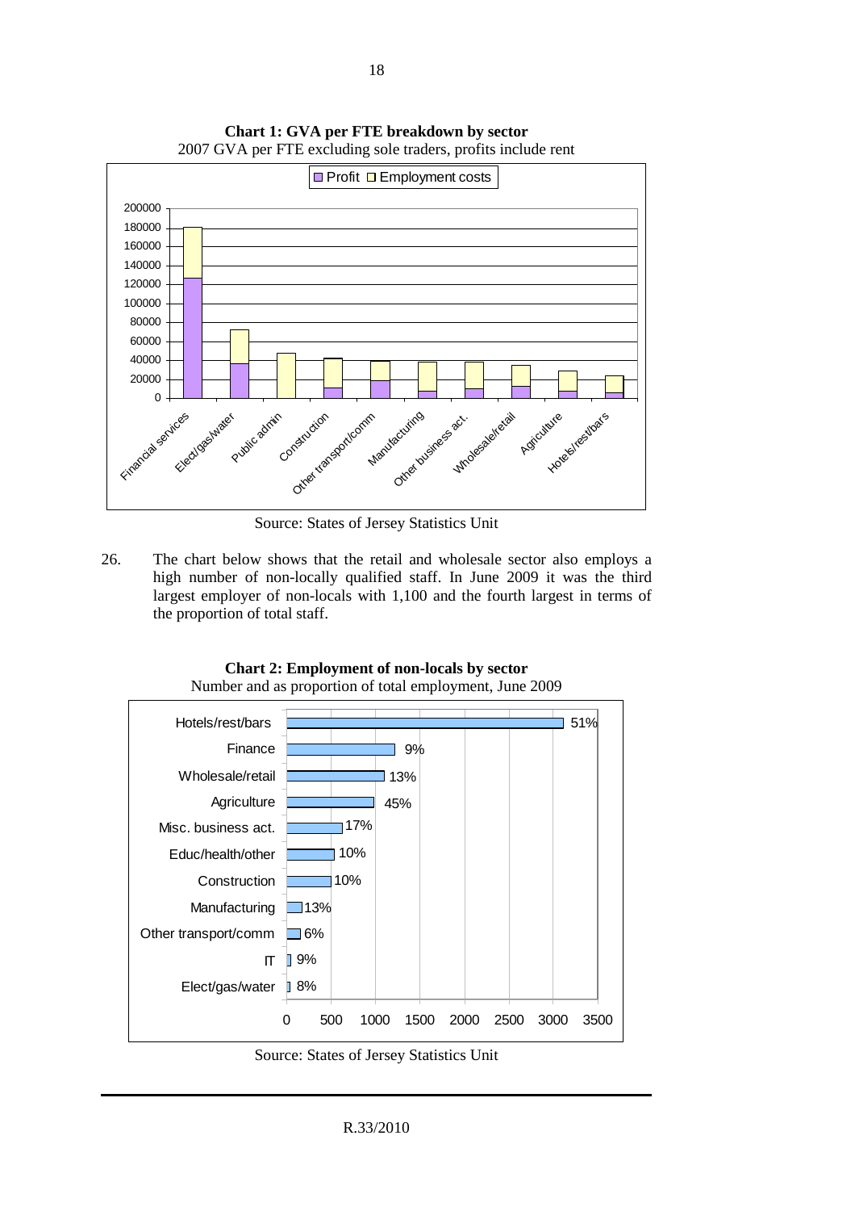**Chart 1: GVA per FTE breakdown by sector**

2007 GVA per FTE excluding sole traders, profits include rent

Source: States of Jersey Statistics Unit

26. The chart below shows that the retail and wholesale sector also employs a high number of non-locally qualified staff. In June 2009 it was the third largest employer of non-locals with 1,100 and the fourth largest in terms of the proportion of total staff.

**Chart 2: Employment of non-locals by sector**

Number and as proportion of total employment, June 2009

Source: States of Jersey Statistics Unit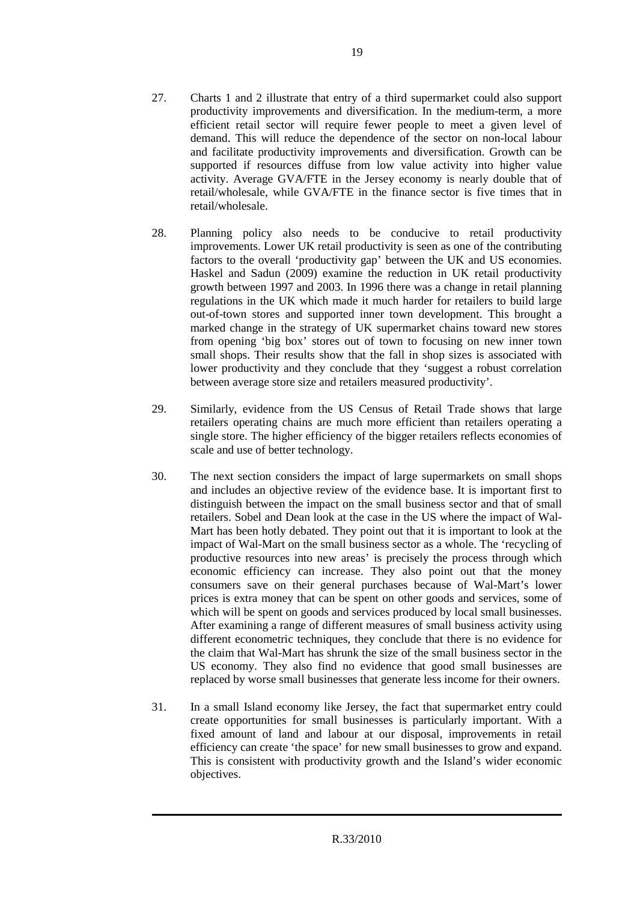27. Charts 1 and 2 illustrate that entry of a third supermarket could also support productivity improvements and diversification. In the medium-term, a more efficient retail sector will require fewer people to meet a given level of demand. This will reduce the dependence of the sector on non-local labour and facilitate productivity improvements and diversification. Growth can be supported if resources diffuse from low value activity into higher value activity. Average GVA/FTE in the Jersey economy is nearly double that of retail/wholesale, while GVA/FTE in the finance sector is five times that in retail/wholesale.

28. Planning policy also needs to be conducive to retail productivity improvements. Lower UK retail productivity is seen as one of the contributing factors to the overall 'productivity gap' between the UK and US economies. Haskel and Sadun (2009) examine the reduction in UK retail productivity growth between 1997 and 2003. In 1996 there was a change in retail planning regulations in the UK which made it much harder for retailers to build large out-of-town stores and supported inner town development. This brought a marked change in the strategy of UK supermarket chains toward new stores from opening 'big box' stores out of town to focusing on new inner town small shops. Their results show that the fall in shop sizes is associated with lower productivity and they conclude that they 'suggest a robust correlation between average store size and retailers measured productivity'.

29. Similarly, evidence from the US Census of Retail Trade shows that large retailers operating chains are much more efficient than retailers operating a single store. The higher efficiency of the bigger retailers reflects economies of scale and use of better technology.

30. The next section considers the impact of large supermarkets on small shops and includes an objective review of the evidence base. It is important first to distinguish between the impact on the small business sector and that of small retailers. Sobel and Dean look at the case in the US where the impact of Wal-Mart has been hotly debated. They point out that it is important to look at the impact of Wal-Mart on the small business sector as a whole. The 'recycling of productive resources into new areas' is precisely the process through which economic efficiency can increase. They also point out that the money consumers save on their general purchases because of Wal-Mart's lower prices is extra money that can be spent on other goods and services, some of which will be spent on goods and services produced by local small businesses. After examining a range of different measures of small business activity using different econometric techniques, they conclude that there is no evidence for the claim that Wal-Mart has shrunk the size of the small business sector in the US economy. They also find no evidence that good small businesses are replaced by worse small businesses that generate less income for their owners.

31. In a small Island economy like Jersey, the fact that supermarket entry could create opportunities for small businesses is particularly important. With a fixed amount of land and labour at our disposal, improvements in retail efficiency can create 'the space' for new small businesses to grow and expand. This is consistent with productivity growth and the Island's wider economic objectives.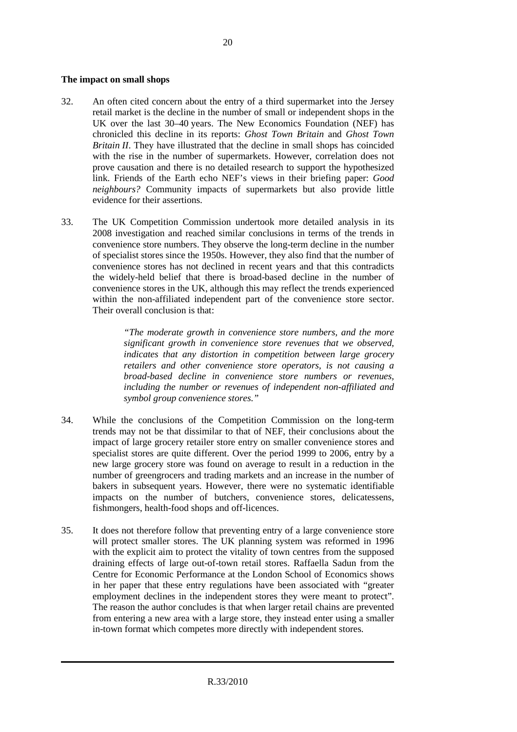**The impact on small shops**

32. An often cited concern about the entry of a third supermarket into the Jersey retail market is the decline in the number of small or independent shops in the UK over the last 30–40 years. The New Economics Foundation (NEF) has chronicled this decline in its reports: *Ghost Town Britain* and *Ghost Town Britain II*. They have illustrated that the decline in small shops has coincided with the rise in the number of supermarkets. However, correlation does not prove causation and there is no detailed research to support the hypothesized link. Friends of the Earth echo NEF's views in their briefing paper: *Good neighbours?* Community impacts of supermarkets but also provide little evidence for their assertions.

33. The UK Competition Commission undertook more detailed analysis in its 2008 investigation and reached similar conclusions in terms of the trends in convenience store numbers. They observe the long-term decline in the number of specialist stores since the 1950s. However, they also find that the number of convenience stores has not declined in recent years and that this contradicts the widely-held belief that there is broad-based decline in the number of convenience stores in the UK, although this may reflect the trends experienced within the non-affiliated independent part of the convenience store sector. Their overall conclusion is that:

> *"The moderate growth in convenience store numbers, and the more significant growth in convenience store revenues that we observed, indicates that any distortion in competition between large grocery retailers and other convenience store operators, is not causing a broad-based decline in convenience store numbers or revenues, including the number or revenues of independent non-affiliated and symbol group convenience stores."*

34. While the conclusions of the Competition Commission on the long-term trends may not be that dissimilar to that of NEF, their conclusions about the impact of large grocery retailer store entry on smaller convenience stores and specialist stores are quite different. Over the period 1999 to 2006, entry by a new large grocery store was found on average to result in a reduction in the number of greengrocers and trading markets and an increase in the number of bakers in subsequent years. However, there were no systematic identifiable impacts on the number of butchers, convenience stores, delicatessens, fishmongers, health-food shops and off-licences.

35. It does not therefore follow that preventing entry of a large convenience store will protect smaller stores. The UK planning system was reformed in 1996 with the explicit aim to protect the vitality of town centres from the supposed draining effects of large out-of-town retail stores. Raffaella Sadun from the Centre for Economic Performance at the London School of Economics shows in her paper that these entry regulations have been associated with "greater employment declines in the independent stores they were meant to protect". The reason the author concludes is that when larger retail chains are prevented from entering a new area with a large store, they instead enter using a smaller in-town format which competes more directly with independent stores.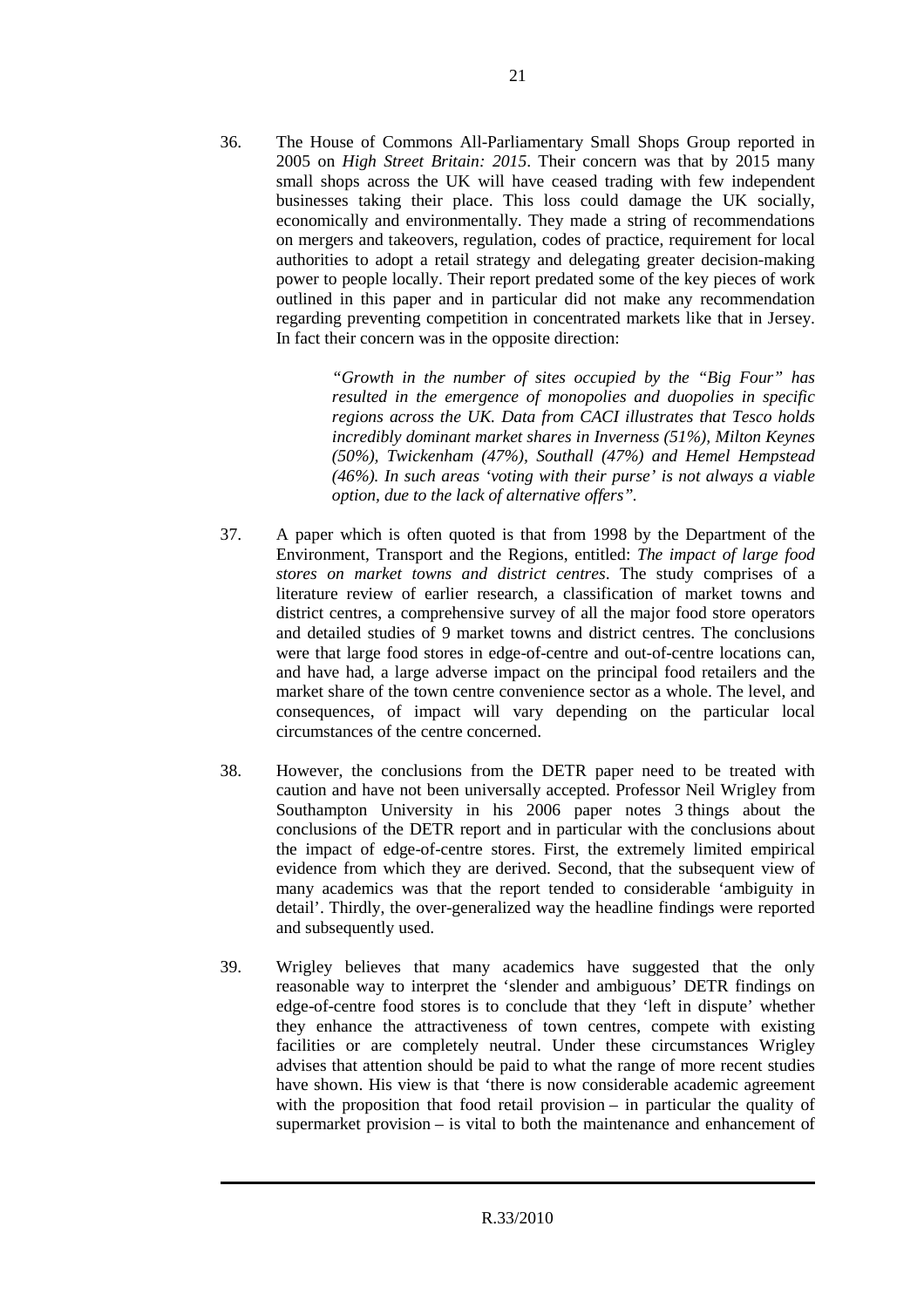36. The House of Commons All-Parliamentary Small Shops Group reported in 2005 on *High Street Britain: 2015*. Their concern was that by 2015 many small shops across the UK will have ceased trading with few independent businesses taking their place. This loss could damage the UK socially, economically and environmentally. They made a string of recommendations on mergers and takeovers, regulation, codes of practice, requirement for local authorities to adopt a retail strategy and delegating greater decision-making power to people locally. Their report predated some of the key pieces of work outlined in this paper and in particular did not make any recommendation regarding preventing competition in concentrated markets like that in Jersey. In fact their concern was in the opposite direction:

> *"Growth in the number of sites occupied by the "Big Four" has resulted in the emergence of monopolies and duopolies in specific regions across the UK. Data from CACI illustrates that Tesco holds incredibly dominant market shares in Inverness (51%), Milton Keynes (50%), Twickenham (47%), Southall (47%) and Hemel Hempstead (46%). In such areas 'voting with their purse' is not always a viable option, due to the lack of alternative offers".*

37. A paper which is often quoted is that from 1998 by the Department of the Environment, Transport and the Regions, entitled: *The impact of large food stores on market towns and district centres*. The study comprises of a literature review of earlier research, a classification of market towns and district centres, a comprehensive survey of all the major food store operators and detailed studies of 9 market towns and district centres. The conclusions were that large food stores in edge-of-centre and out-of-centre locations can, and have had, a large adverse impact on the principal food retailers and the market share of the town centre convenience sector as a whole. The level, and consequences, of impact will vary depending on the particular local circumstances of the centre concerned.

38. However, the conclusions from the DETR paper need to be treated with caution and have not been universally accepted. Professor Neil Wrigley from Southampton University in his 2006 paper notes 3 things about the conclusions of the DETR report and in particular with the conclusions about the impact of edge-of-centre stores. First, the extremely limited empirical evidence from which they are derived. Second, that the subsequent view of many academics was that the report tended to considerable 'ambiguity in detail'. Thirdly, the over-generalized way the headline findings were reported and subsequently used.

39. Wrigley believes that many academics have suggested that the only reasonable way to interpret the 'slender and ambiguous' DETR findings on edge-of-centre food stores is to conclude that they 'left in dispute' whether they enhance the attractiveness of town centres, compete with existing facilities or are completely neutral. Under these circumstances Wrigley advises that attention should be paid to what the range of more recent studies have shown. His view is that 'there is now considerable academic agreement with the proposition that food retail provision – in particular the quality of supermarket provision – is vital to both the maintenance and enhancement of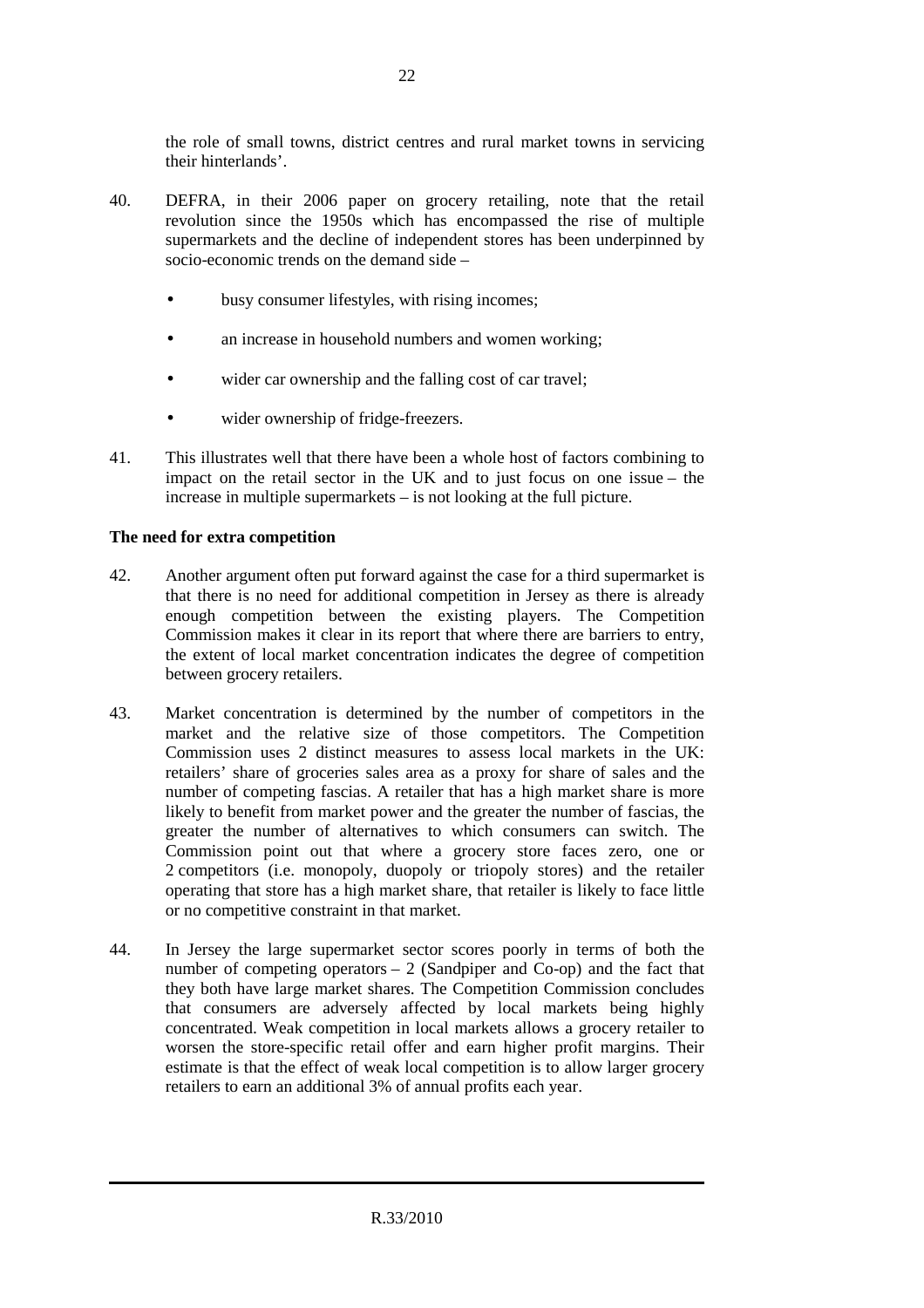the role of small towns, district centres and rural market towns in servicing their hinterlands'.

40. DEFRA, in their 2006 paper on grocery retailing, note that the retail revolution since the 1950s which has encompassed the rise of multiple supermarkets and the decline of independent stores has been underpinned by socio-economic trends on the demand side –

- busy consumer lifestyles, with rising incomes;
- an increase in household numbers and women working;
- wider car ownership and the falling cost of car travel;
- wider ownership of fridge-freezers.

41. This illustrates well that there have been a whole host of factors combining to impact on the retail sector in the UK and to just focus on one issue – the increase in multiple supermarkets – is not looking at the full picture.

**The need for extra competition**

42. Another argument often put forward against the case for a third supermarket is that there is no need for additional competition in Jersey as there is already enough competition between the existing players. The Competition Commission makes it clear in its report that where there are barriers to entry, the extent of local market concentration indicates the degree of competition between grocery retailers.

43. Market concentration is determined by the number of competitors in the market and the relative size of those competitors. The Competition Commission uses 2 distinct measures to assess local markets in the UK: retailers' share of groceries sales area as a proxy for share of sales and the number of competing fascias. A retailer that has a high market share is more likely to benefit from market power and the greater the number of fascias, the greater the number of alternatives to which consumers can switch. The Commission point out that where a grocery store faces zero, one or 2 competitors (i.e. monopoly, duopoly or triopoly stores) and the retailer operating that store has a high market share, that retailer is likely to face little or no competitive constraint in that market.

44. In Jersey the large supermarket sector scores poorly in terms of both the number of competing operators – 2 (Sandpiper and Co-op) and the fact that they both have large market shares. The Competition Commission concludes that consumers are adversely affected by local markets being highly concentrated. Weak competition in local markets allows a grocery retailer to worsen the store-specific retail offer and earn higher profit margins. Their estimate is that the effect of weak local competition is to allow larger grocery retailers to earn an additional 3% of annual profits each year.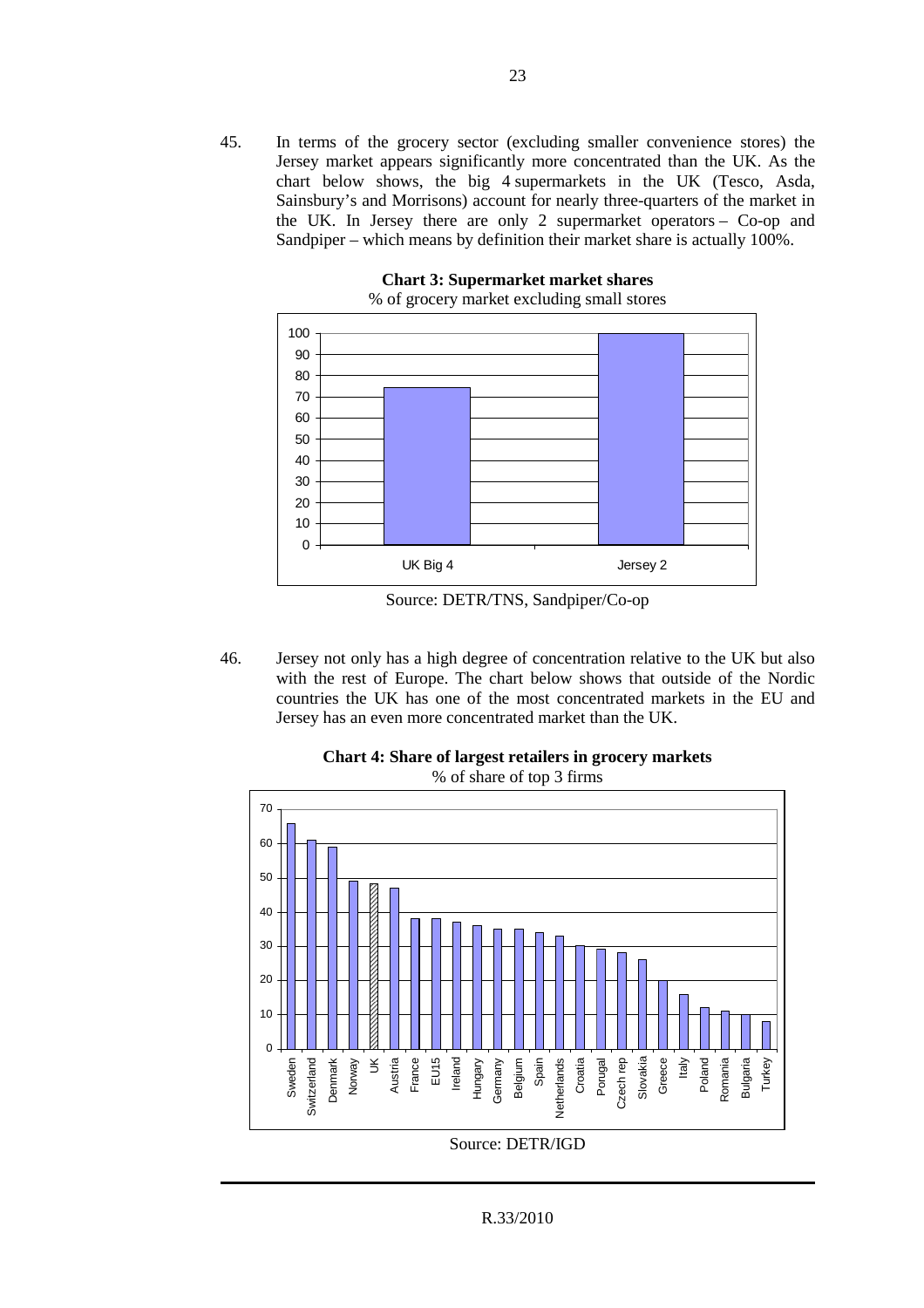45. In terms of the grocery sector (excluding smaller convenience stores) the Jersey market appears significantly more concentrated than the UK. As the chart below shows, the big 4 supermarkets in the UK (Tesco, Asda, Sainsbury's and Morrisons) account for nearly three-quarters of the market in the UK. In Jersey there are only 2 supermarket operators – Co-op and Sandpiper – which means by definition their market share is actually 100%.

**Chart 3: Supermarket market shares**
% of grocery market excluding small stores

Source: DETR/TNS, Sandpiper/Co-op

46. Jersey not only has a high degree of concentration relative to the UK but also with the rest of Europe. The chart below shows that outside of the Nordic countries the UK has one of the most concentrated markets in the EU and Jersey has an even more concentrated market than the UK.

**Chart 4: Share of largest retailers in grocery markets**
% of share of top 3 firms

Source: DETR/IGD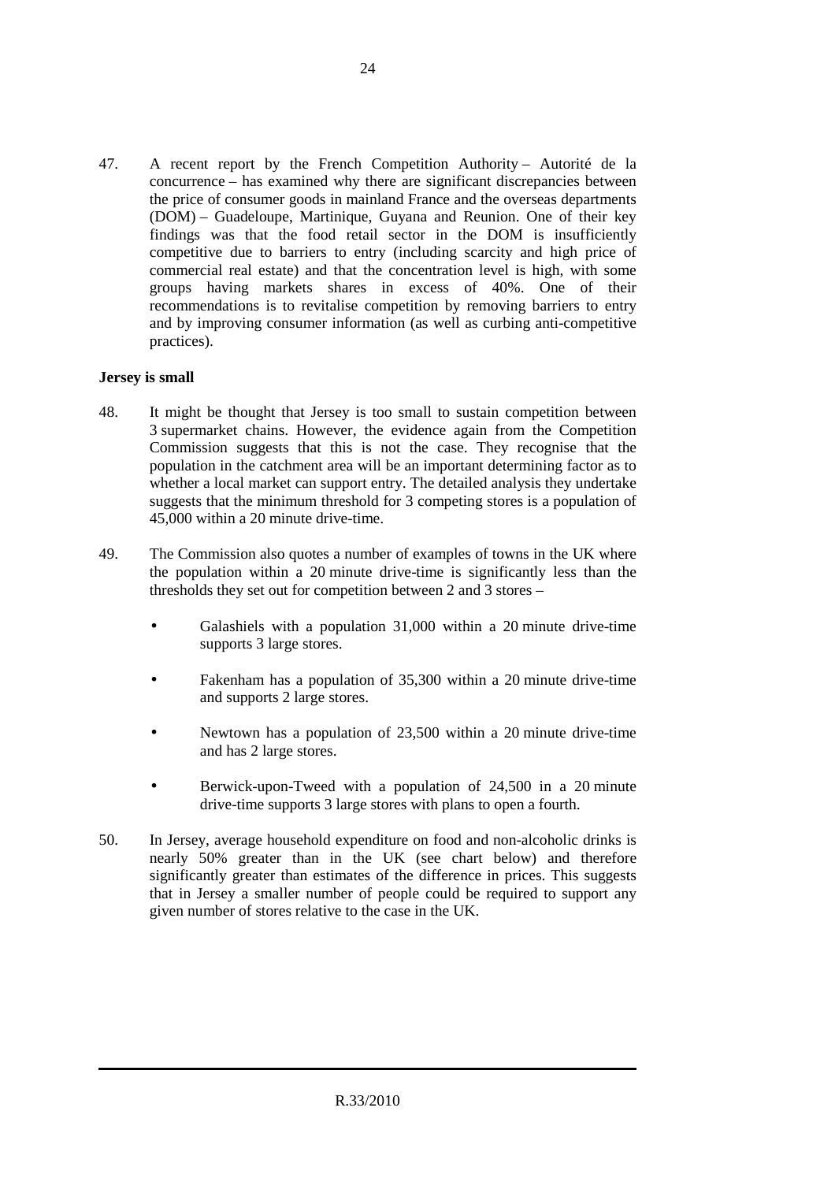47. A recent report by the French Competition Authority – Autorité de la concurrence – has examined why there are significant discrepancies between the price of consumer goods in mainland France and the overseas departments (DOM) – Guadeloupe, Martinique, Guyana and Reunion. One of their key findings was that the food retail sector in the DOM is insufficiently competitive due to barriers to entry (including scarcity and high price of commercial real estate) and that the concentration level is high, with some groups having markets shares in excess of 40%. One of their recommendations is to revitalise competition by removing barriers to entry and by improving consumer information (as well as curbing anti-competitive practices).

**Jersey is small**

48. It might be thought that Jersey is too small to sustain competition between 3 supermarket chains. However, the evidence again from the Competition Commission suggests that this is not the case. They recognise that the population in the catchment area will be an important determining factor as to whether a local market can support entry. The detailed analysis they undertake suggests that the minimum threshold for 3 competing stores is a population of 45,000 within a 20 minute drive-time.

49. The Commission also quotes a number of examples of towns in the UK where the population within a 20 minute drive-time is significantly less than the thresholds they set out for competition between 2 and 3 stores –

- Galashiels with a population 31,000 within a 20 minute drive-time supports 3 large stores.
- Fakenham has a population of 35,300 within a 20 minute drive-time and supports 2 large stores.
- Newtown has a population of 23,500 within a 20 minute drive-time and has 2 large stores.
- Berwick-upon-Tweed with a population of 24,500 in a 20 minute drive-time supports 3 large stores with plans to open a fourth.

50. In Jersey, average household expenditure on food and non-alcoholic drinks is nearly 50% greater than in the UK (see chart below) and therefore significantly greater than estimates of the difference in prices. This suggests that in Jersey a smaller number of people could be required to support any given number of stores relative to the case in the UK.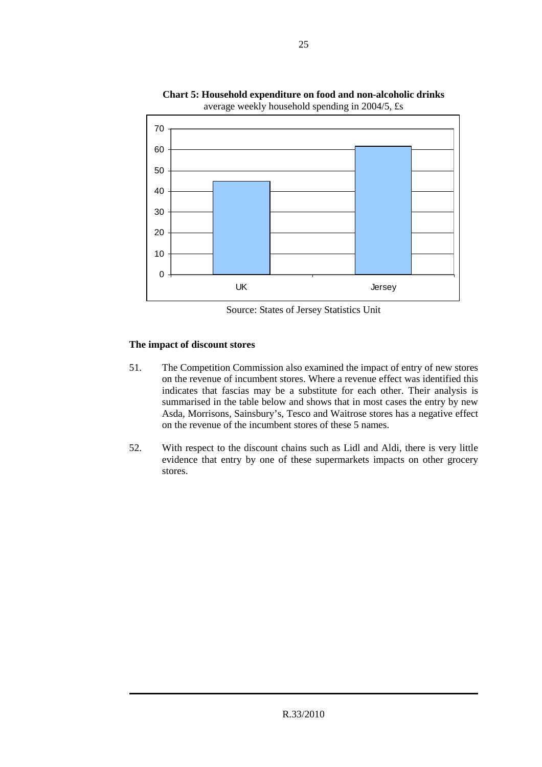**Chart 5: Household expenditure on food and non-alcoholic drinks**
average weekly household spending in 2004/5, £s

Source: States of Jersey Statistics Unit

### The impact of discount stores

51. The Competition Commission also examined the impact of entry of new stores on the revenue of incumbent stores. Where a revenue effect was identified this indicates that fascias may be a substitute for each other. Their analysis is summarised in the table below and shows that in most cases the entry by new Asda, Morrisons, Sainsbury's, Tesco and Waitrose stores has a negative effect on the revenue of the incumbent stores of these 5 names.

52. With respect to the discount chains such as Lidl and Aldi, there is very little evidence that entry by one of these supermarkets impacts on other grocery stores.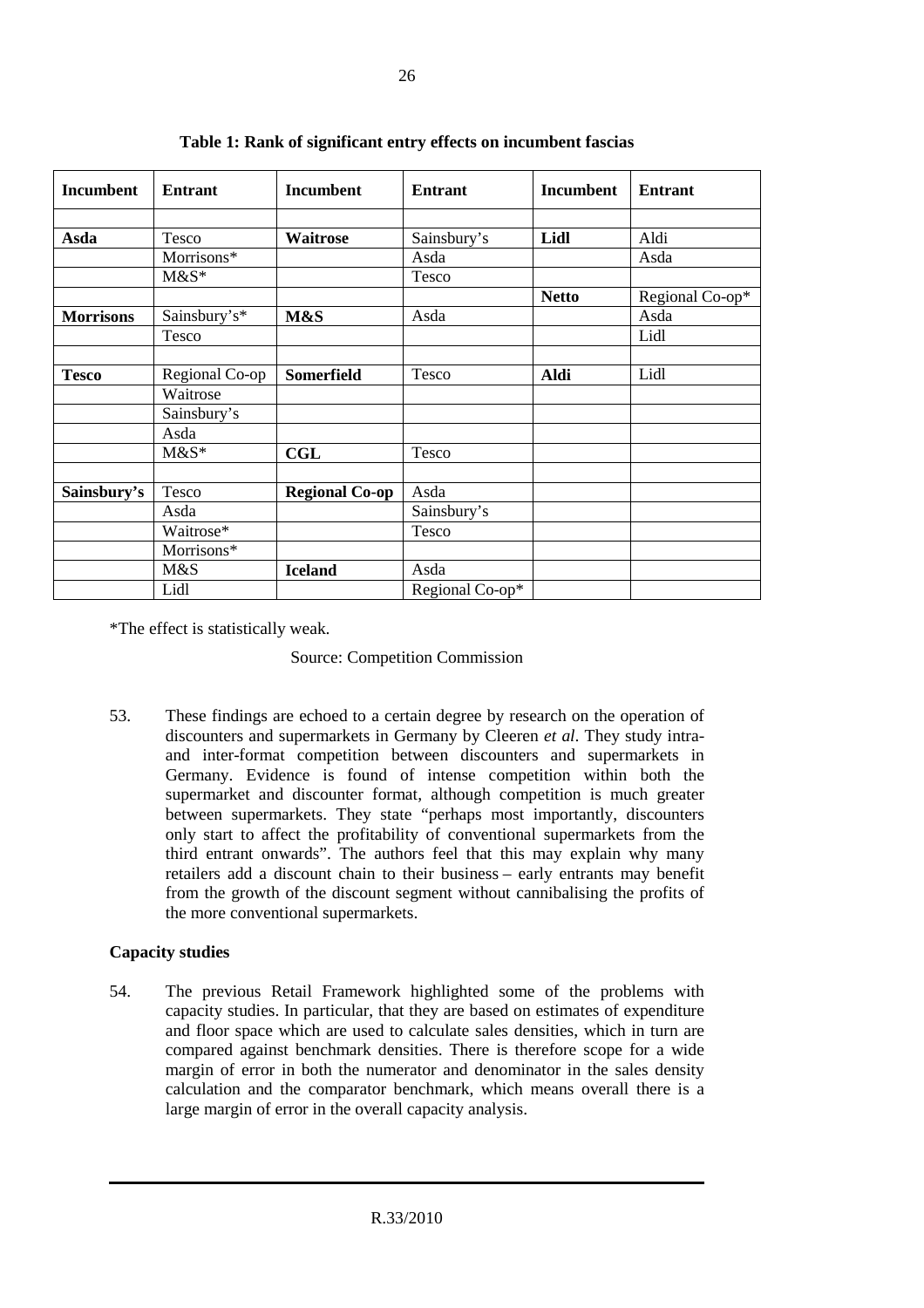**Table 1: Rank of significant entry effects on incumbent fascias**

| Incumbent | Entrant | Incumbent | Entrant | Incumbent | Entrant |
|---|---|---|---|---|---|
| | | | | | |
| **Asda** | Tesco | **Waitrose** | Sainsbury's | **Lidl** | Aldi |
| | Morrisons* | | Asda | | Asda |
| | M&S* | | Tesco | | |
| | | | | **Netto** | Regional Co-op* |
| **Morrisons** | Sainsbury's* | **M&S** | Asda | | Asda |
| | Tesco | | | | Lidl |
| | | | | | |
| **Tesco** | Regional Co-op | **Somerfield** | Tesco | **Aldi** | Lidl |
| | Waitrose | | | | |
| | Sainsbury's | | | | |
| | Asda | | | | |
| | M&S* | **CGL** | Tesco | | |
| | | | | | |
| **Sainsbury's** | Tesco | **Regional Co-op** | Asda | | |
| | Asda | | Sainsbury's | | |
| | Waitrose* | | Tesco | | |
| | Morrisons* | | | | |
| | M&S | **Iceland** | Asda | | |
| | Lidl | | Regional Co-op* | | |

*The effect is statistically weak.

Source: Competition Commission

53. These findings are echoed to a certain degree by research on the operation of discounters and supermarkets in Germany by Cleeren *et al*. They study intra- and inter-format competition between discounters and supermarkets in Germany. Evidence is found of intense competition within both the supermarket and discounter format, although competition is much greater between supermarkets. They state "perhaps most importantly, discounters only start to affect the profitability of conventional supermarkets from the third entrant onwards". The authors feel that this may explain why many retailers add a discount chain to their business – early entrants may benefit from the growth of the discount segment without cannibalising the profits of the more conventional supermarkets.

**Capacity studies**

54. The previous Retail Framework highlighted some of the problems with capacity studies. In particular, that they are based on estimates of expenditure and floor space which are used to calculate sales densities, which in turn are compared against benchmark densities. There is therefore scope for a wide margin of error in both the numerator and denominator in the sales density calculation and the comparator benchmark, which means overall there is a large margin of error in the overall capacity analysis.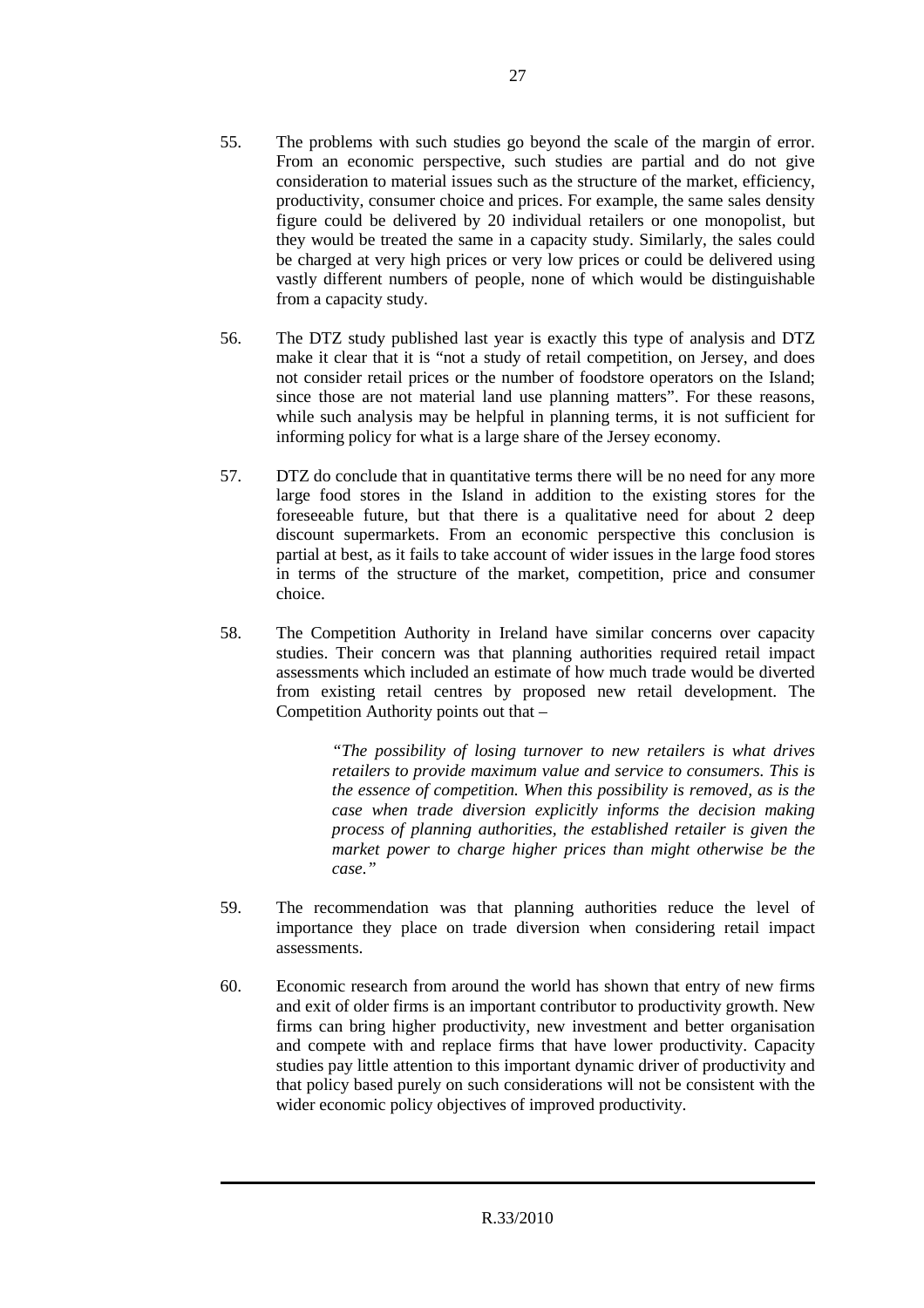55. The problems with such studies go beyond the scale of the margin of error. From an economic perspective, such studies are partial and do not give consideration to material issues such as the structure of the market, efficiency, productivity, consumer choice and prices. For example, the same sales density figure could be delivered by 20 individual retailers or one monopolist, but they would be treated the same in a capacity study. Similarly, the sales could be charged at very high prices or very low prices or could be delivered using vastly different numbers of people, none of which would be distinguishable from a capacity study.

56. The DTZ study published last year is exactly this type of analysis and DTZ make it clear that it is "not a study of retail competition, on Jersey, and does not consider retail prices or the number of foodstore operators on the Island; since those are not material land use planning matters". For these reasons, while such analysis may be helpful in planning terms, it is not sufficient for informing policy for what is a large share of the Jersey economy.

57. DTZ do conclude that in quantitative terms there will be no need for any more large food stores in the Island in addition to the existing stores for the foreseeable future, but that there is a qualitative need for about 2 deep discount supermarkets. From an economic perspective this conclusion is partial at best, as it fails to take account of wider issues in the large food stores in terms of the structure of the market, competition, price and consumer choice.

58. The Competition Authority in Ireland have similar concerns over capacity studies. Their concern was that planning authorities required retail impact assessments which included an estimate of how much trade would be diverted from existing retail centres by proposed new retail development. The Competition Authority points out that –

> *"The possibility of losing turnover to new retailers is what drives retailers to provide maximum value and service to consumers. This is the essence of competition. When this possibility is removed, as is the case when trade diversion explicitly informs the decision making process of planning authorities, the established retailer is given the market power to charge higher prices than might otherwise be the case."*

59. The recommendation was that planning authorities reduce the level of importance they place on trade diversion when considering retail impact assessments.

60. Economic research from around the world has shown that entry of new firms and exit of older firms is an important contributor to productivity growth. New firms can bring higher productivity, new investment and better organisation and compete with and replace firms that have lower productivity. Capacity studies pay little attention to this important dynamic driver of productivity and that policy based purely on such considerations will not be consistent with the wider economic policy objectives of improved productivity.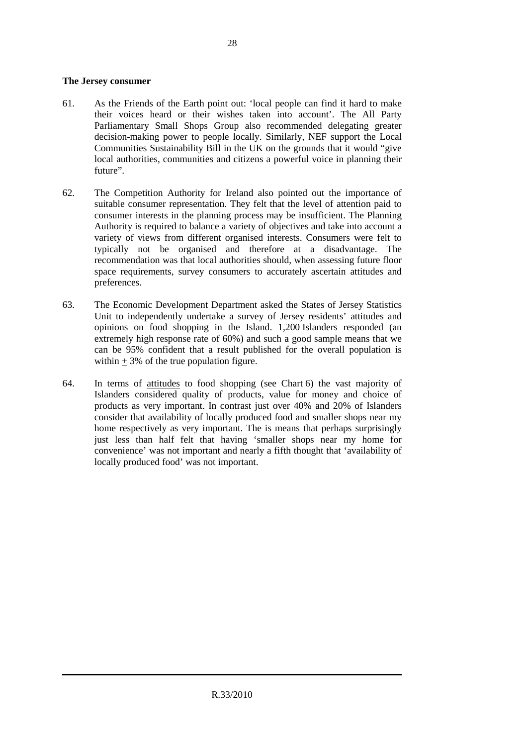**The Jersey consumer**

61. As the Friends of the Earth point out: 'local people can find it hard to make their voices heard or their wishes taken into account'. The All Party Parliamentary Small Shops Group also recommended delegating greater decision-making power to people locally. Similarly, NEF support the Local Communities Sustainability Bill in the UK on the grounds that it would "give local authorities, communities and citizens a powerful voice in planning their future".

62. The Competition Authority for Ireland also pointed out the importance of suitable consumer representation. They felt that the level of attention paid to consumer interests in the planning process may be insufficient. The Planning Authority is required to balance a variety of objectives and take into account a variety of views from different organised interests. Consumers were felt to typically not be organised and therefore at a disadvantage. The recommendation was that local authorities should, when assessing future floor space requirements, survey consumers to accurately ascertain attitudes and preferences.

63. The Economic Development Department asked the States of Jersey Statistics Unit to independently undertake a survey of Jersey residents' attitudes and opinions on food shopping in the Island. 1,200 Islanders responded (an extremely high response rate of 60%) and such a good sample means that we can be 95% confident that a result published for the overall population is within ± 3% of the true population figure.

64. In terms of attitudes to food shopping (see Chart 6) the vast majority of Islanders considered quality of products, value for money and choice of products as very important. In contrast just over 40% and 20% of Islanders consider that availability of locally produced food and smaller shops near my home respectively as very important. The is means that perhaps surprisingly just less than half felt that having 'smaller shops near my home for convenience' was not important and nearly a fifth thought that 'availability of locally produced food' was not important.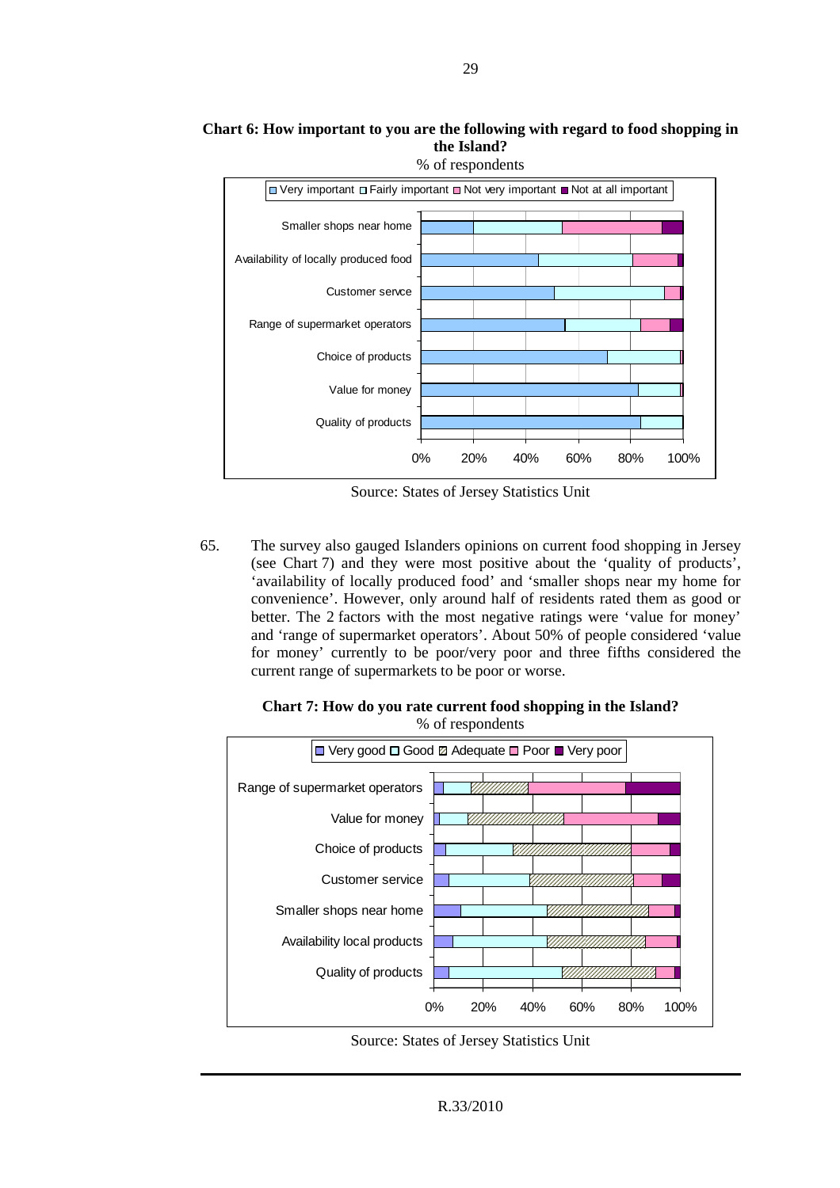**Chart 6: How important to you are the following with regard to food shopping in the Island?**

% of respondents

Source: States of Jersey Statistics Unit

65. The survey also gauged Islanders opinions on current food shopping in Jersey (see Chart 7) and they were most positive about the 'quality of products', 'availability of locally produced food' and 'smaller shops near my home for convenience'. However, only around half of residents rated them as good or better. The 2 factors with the most negative ratings were 'value for money' and 'range of supermarket operators'. About 50% of people considered 'value for money' currently to be poor/very poor and three fifths considered the current range of supermarkets to be poor or worse.

**Chart 7: How do you rate current food shopping in the Island?**

% of respondents

Source: States of Jersey Statistics Unit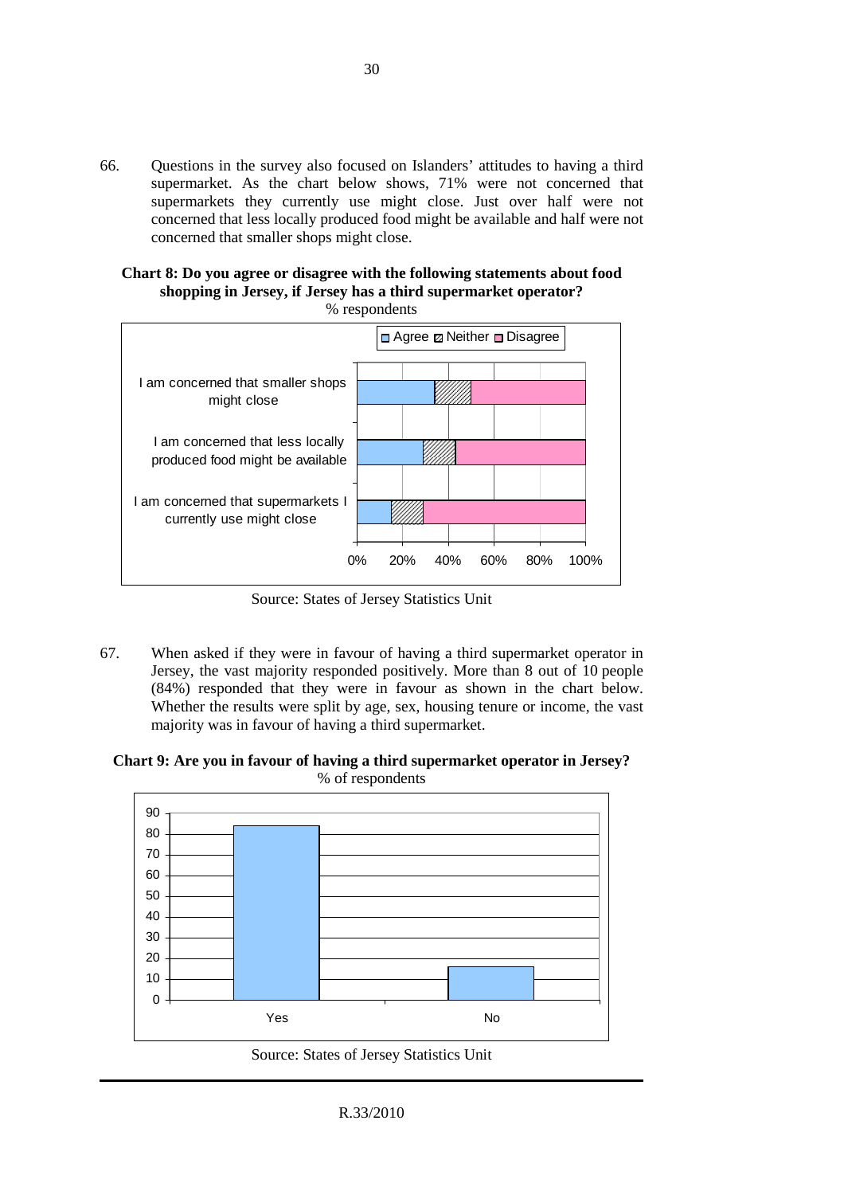66. Questions in the survey also focused on Islanders' attitudes to having a third supermarket. As the chart below shows, 71% were not concerned that supermarkets they currently use might close. Just over half were not concerned that less locally produced food might be available and half were not concerned that smaller shops might close.

**Chart 8: Do you agree or disagree with the following statements about food shopping in Jersey, if Jersey has a third supermarket operator?**
% respondents

Agree / Neither / Disagree

I am concerned that smaller shops might close

I am concerned that less locally produced food might be available

I am concerned that supermarkets I currently use might close

0% 20% 40% 60% 80% 100%

Source: States of Jersey Statistics Unit

67. When asked if they were in favour of having a third supermarket operator in Jersey, the vast majority responded positively. More than 8 out of 10 people (84%) responded that they were in favour as shown in the chart below. Whether the results were split by age, sex, housing tenure or income, the vast majority was in favour of having a third supermarket.

**Chart 9: Are you in favour of having a third supermarket operator in Jersey?**
% of respondents

90
80
70
60
50
40
30
20
10
0

Yes No

Source: States of Jersey Statistics Unit

R.33/2010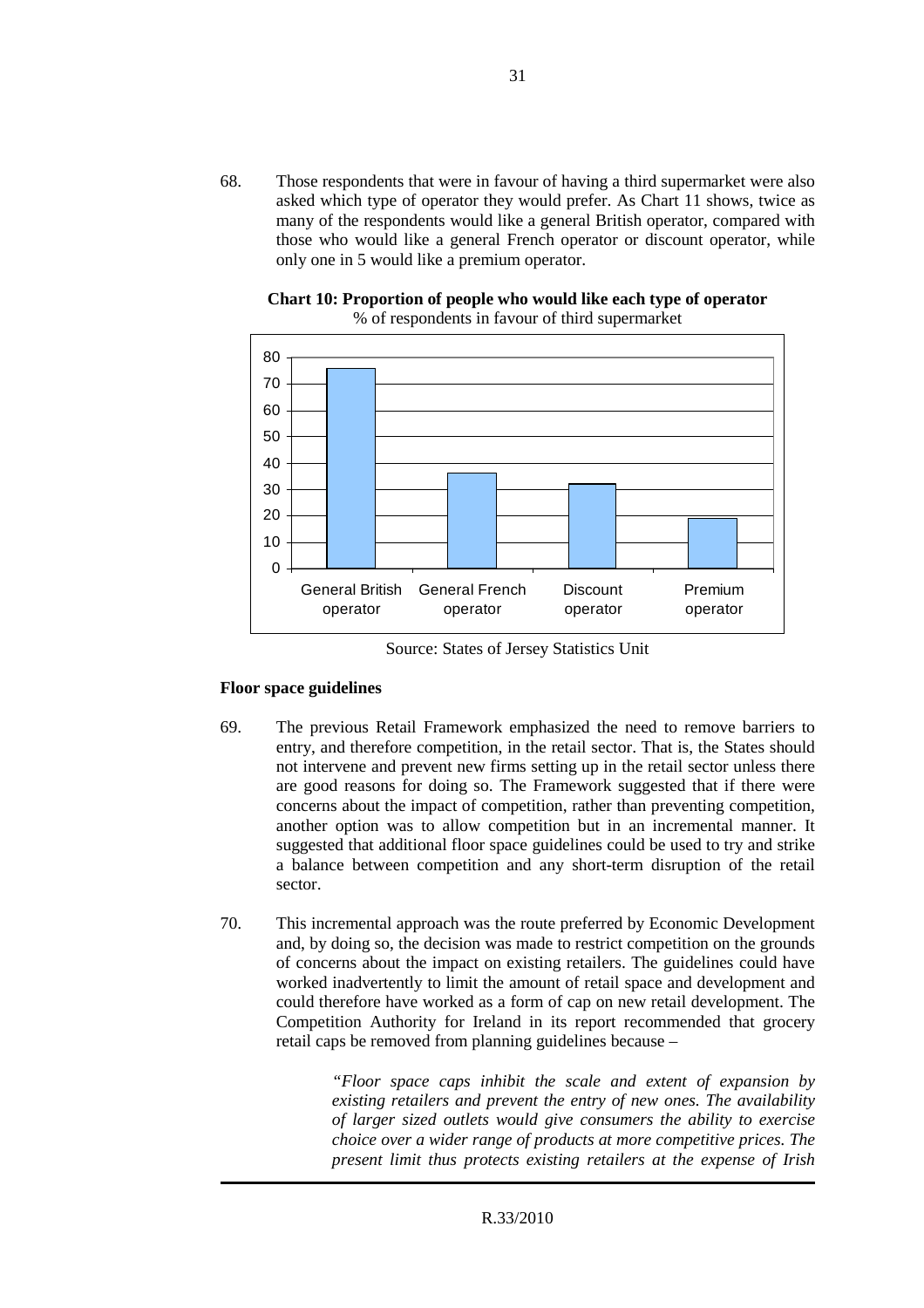68. Those respondents that were in favour of having a third supermarket were also asked which type of operator they would prefer. As Chart 11 shows, twice as many of the respondents would like a general British operator, compared with those who would like a general French operator or discount operator, while only one in 5 would like a premium operator.

**Chart 10: Proportion of people who would like each type of operator**
% of respondents in favour of third supermarket

Source: States of Jersey Statistics Unit

**Floor space guidelines**

69. The previous Retail Framework emphasized the need to remove barriers to entry, and therefore competition, in the retail sector. That is, the States should not intervene and prevent new firms setting up in the retail sector unless there are good reasons for doing so. The Framework suggested that if there were concerns about the impact of competition, rather than preventing competition, another option was to allow competition but in an incremental manner. It suggested that additional floor space guidelines could be used to try and strike a balance between competition and any short-term disruption of the retail sector.

70. This incremental approach was the route preferred by Economic Development and, by doing so, the decision was made to restrict competition on the grounds of concerns about the impact on existing retailers. The guidelines could have worked inadvertently to limit the amount of retail space and development and could therefore have worked as a form of cap on new retail development. The Competition Authority for Ireland in its report recommended that grocery retail caps be removed from planning guidelines because –

> *"Floor space caps inhibit the scale and extent of expansion by existing retailers and prevent the entry of new ones. The availability of larger sized outlets would give consumers the ability to exercise choice over a wider range of products at more competitive prices. The present limit thus protects existing retailers at the expense of Irish*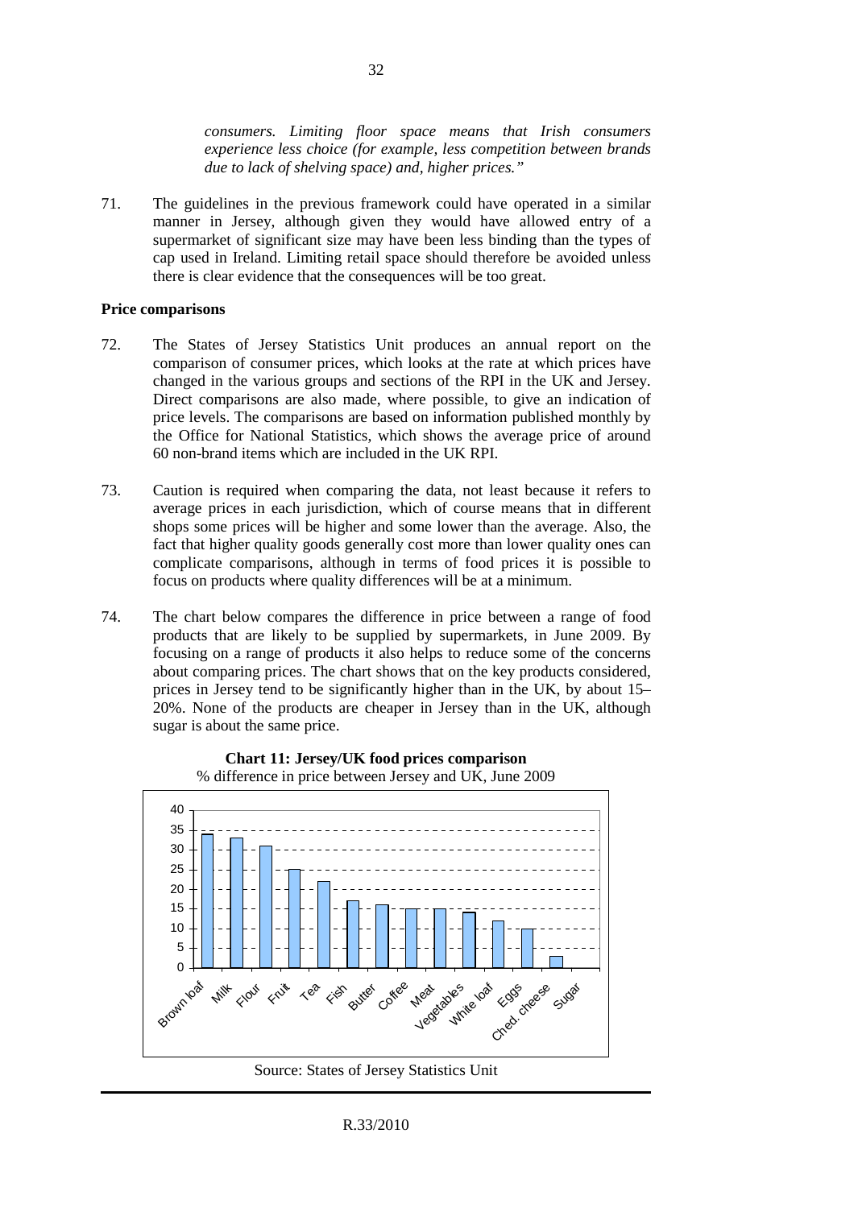*consumers. Limiting floor space means that Irish consumers experience less choice (for example, less competition between brands due to lack of shelving space) and, higher prices."*

71. The guidelines in the previous framework could have operated in a similar manner in Jersey, although given they would have allowed entry of a supermarket of significant size may have been less binding than the types of cap used in Ireland. Limiting retail space should therefore be avoided unless there is clear evidence that the consequences will be too great.

**Price comparisons**

72. The States of Jersey Statistics Unit produces an annual report on the comparison of consumer prices, which looks at the rate at which prices have changed in the various groups and sections of the RPI in the UK and Jersey. Direct comparisons are also made, where possible, to give an indication of price levels. The comparisons are based on information published monthly by the Office for National Statistics, which shows the average price of around 60 non-brand items which are included in the UK RPI.

73. Caution is required when comparing the data, not least because it refers to average prices in each jurisdiction, which of course means that in different shops some prices will be higher and some lower than the average. Also, the fact that higher quality goods generally cost more than lower quality ones can complicate comparisons, although in terms of food prices it is possible to focus on products where quality differences will be at a minimum.

74. The chart below compares the difference in price between a range of food products that are likely to be supplied by supermarkets, in June 2009. By focusing on a range of products it also helps to reduce some of the concerns about comparing prices. The chart shows that on the key products considered, prices in Jersey tend to be significantly higher than in the UK, by about 15–20%. None of the products are cheaper in Jersey than in the UK, although sugar is about the same price.

**Chart 11: Jersey/UK food prices comparison**

% difference in price between Jersey and UK, June 2009

Source: States of Jersey Statistics Unit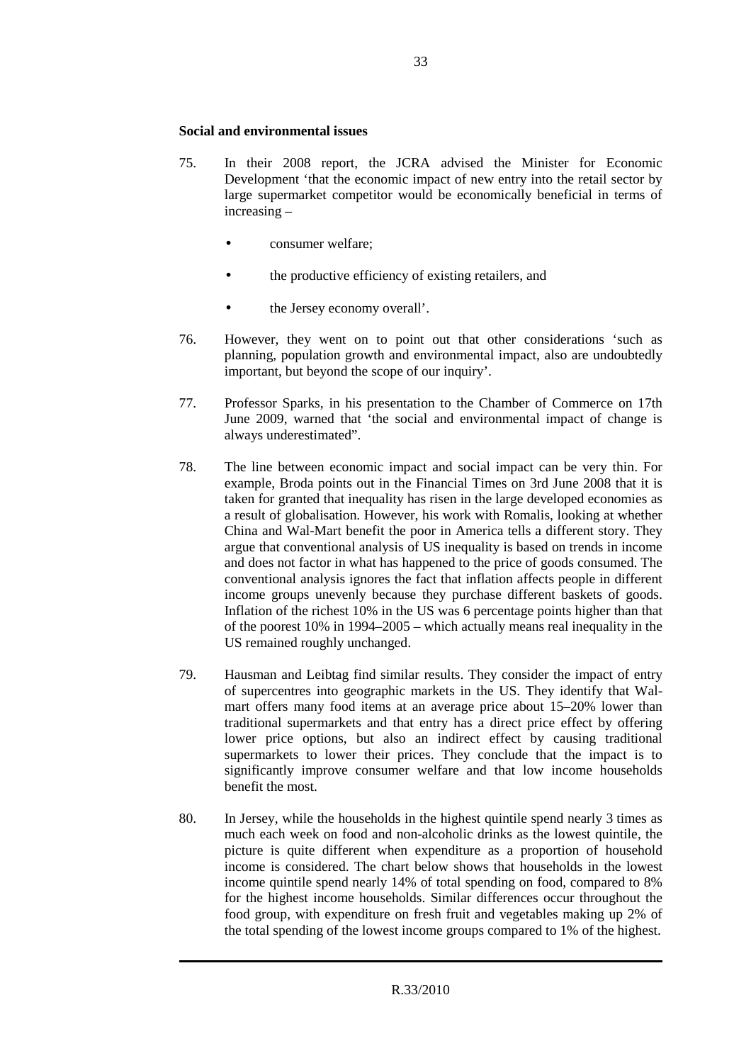**Social and environmental issues**

75. In their 2008 report, the JCRA advised the Minister for Economic Development 'that the economic impact of new entry into the retail sector by large supermarket competitor would be economically beneficial in terms of increasing –

    - consumer welfare;
    - the productive efficiency of existing retailers, and
    - the Jersey economy overall'.

76. However, they went on to point out that other considerations 'such as planning, population growth and environmental impact, also are undoubtedly important, but beyond the scope of our inquiry'.

77. Professor Sparks, in his presentation to the Chamber of Commerce on 17th June 2009, warned that 'the social and environmental impact of change is always underestimated".

78. The line between economic impact and social impact can be very thin. For example, Broda points out in the Financial Times on 3rd June 2008 that it is taken for granted that inequality has risen in the large developed economies as a result of globalisation. However, his work with Romalis, looking at whether China and Wal-Mart benefit the poor in America tells a different story. They argue that conventional analysis of US inequality is based on trends in income and does not factor in what has happened to the price of goods consumed. The conventional analysis ignores the fact that inflation affects people in different income groups unevenly because they purchase different baskets of goods. Inflation of the richest 10% in the US was 6 percentage points higher than that of the poorest 10% in 1994–2005 – which actually means real inequality in the US remained roughly unchanged.

79. Hausman and Leibtag find similar results. They consider the impact of entry of supercentres into geographic markets in the US. They identify that Wal-mart offers many food items at an average price about 15–20% lower than traditional supermarkets and that entry has a direct price effect by offering lower price options, but also an indirect effect by causing traditional supermarkets to lower their prices. They conclude that the impact is to significantly improve consumer welfare and that low income households benefit the most.

80. In Jersey, while the households in the highest quintile spend nearly 3 times as much each week on food and non-alcoholic drinks as the lowest quintile, the picture is quite different when expenditure as a proportion of household income is considered. The chart below shows that households in the lowest income quintile spend nearly 14% of total spending on food, compared to 8% for the highest income households. Similar differences occur throughout the food group, with expenditure on fresh fruit and vegetables making up 2% of the total spending of the lowest income groups compared to 1% of the highest.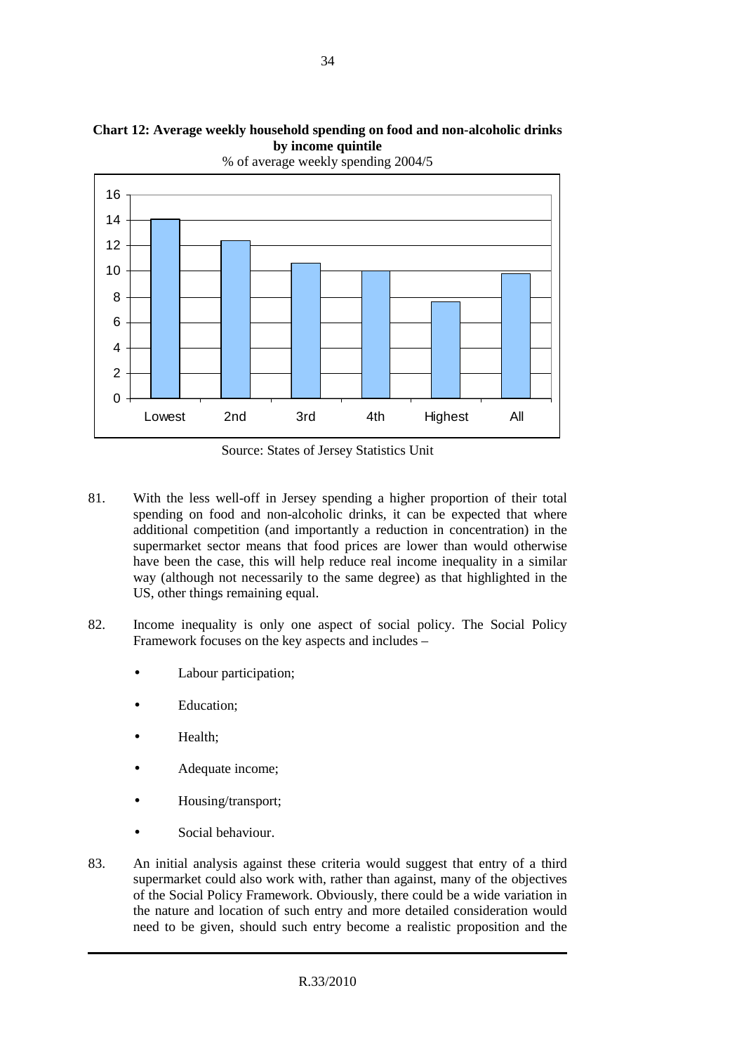**Chart 12: Average weekly household spending on food and non-alcoholic drinks by income quintile**

% of average weekly spending 2004/5

Source: States of Jersey Statistics Unit

81. With the less well-off in Jersey spending a higher proportion of their total spending on food and non-alcoholic drinks, it can be expected that where additional competition (and importantly a reduction in concentration) in the supermarket sector means that food prices are lower than would otherwise have been the case, this will help reduce real income inequality in a similar way (although not necessarily to the same degree) as that highlighted in the US, other things remaining equal.

82. Income inequality is only one aspect of social policy. The Social Policy Framework focuses on the key aspects and includes –

- Labour participation;
- Education;
- Health;
- Adequate income;
- Housing/transport;
- Social behaviour.

83. An initial analysis against these criteria would suggest that entry of a third supermarket could also work with, rather than against, many of the objectives of the Social Policy Framework. Obviously, there could be a wide variation in the nature and location of such entry and more detailed consideration would need to be given, should such entry become a realistic proposition and the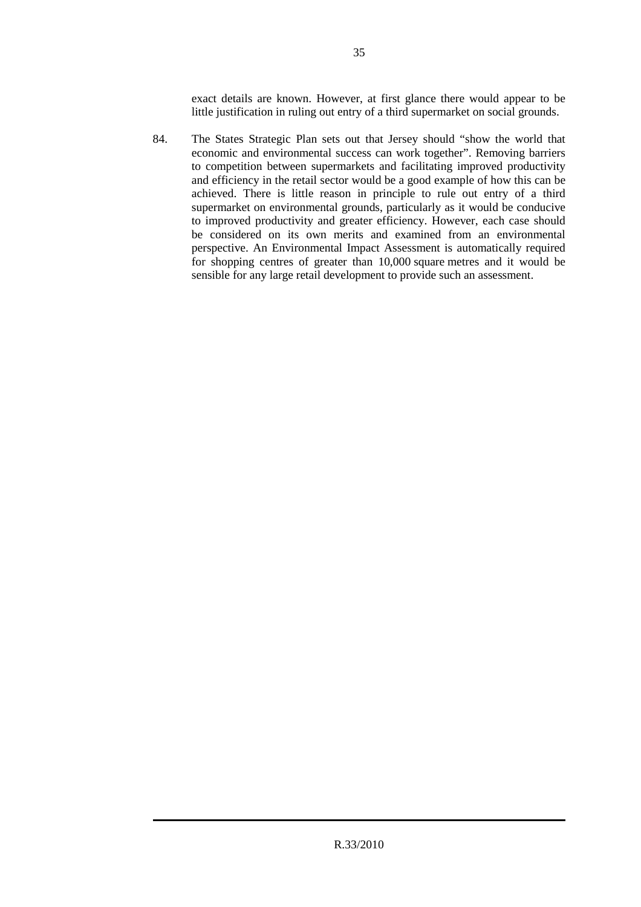exact details are known. However, at first glance there would appear to be little justification in ruling out entry of a third supermarket on social grounds.

84. The States Strategic Plan sets out that Jersey should "show the world that economic and environmental success can work together". Removing barriers to competition between supermarkets and facilitating improved productivity and efficiency in the retail sector would be a good example of how this can be achieved. There is little reason in principle to rule out entry of a third supermarket on environmental grounds, particularly as it would be conducive to improved productivity and greater efficiency. However, each case should be considered on its own merits and examined from an environmental perspective. An Environmental Impact Assessment is automatically required for shopping centres of greater than 10,000 square metres and it would be sensible for any large retail development to provide such an assessment.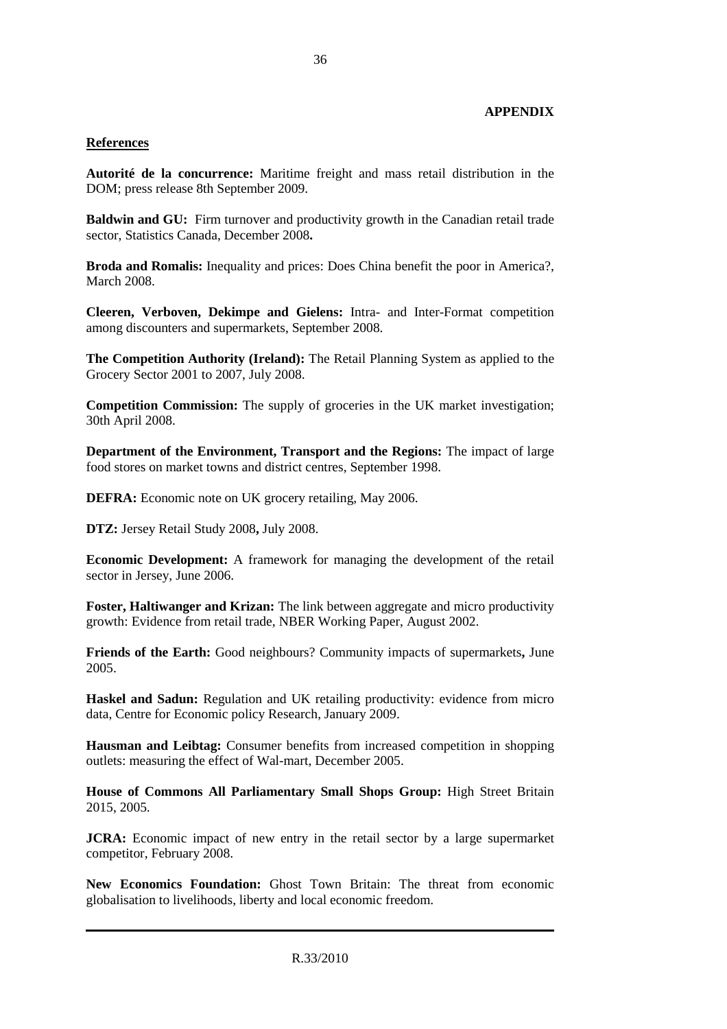**APPENDIX**

**References**

**Autorité de la concurrence:** Maritime freight and mass retail distribution in the DOM; press release 8th September 2009.

**Baldwin and GU:** Firm turnover and productivity growth in the Canadian retail trade sector, Statistics Canada, December 2008**.**

**Broda and Romalis:** Inequality and prices: Does China benefit the poor in America?, March 2008.

**Cleeren, Verboven, Dekimpe and Gielens:** Intra- and Inter-Format competition among discounters and supermarkets, September 2008.

**The Competition Authority (Ireland):** The Retail Planning System as applied to the Grocery Sector 2001 to 2007, July 2008.

**Competition Commission:** The supply of groceries in the UK market investigation; 30th April 2008.

**Department of the Environment, Transport and the Regions:** The impact of large food stores on market towns and district centres, September 1998.

**DEFRA:** Economic note on UK grocery retailing, May 2006.

**DTZ:** Jersey Retail Study 2008**,** July 2008.

**Economic Development:** A framework for managing the development of the retail sector in Jersey, June 2006.

**Foster, Haltiwanger and Krizan:** The link between aggregate and micro productivity growth: Evidence from retail trade, NBER Working Paper, August 2002.

**Friends of the Earth:** Good neighbours? Community impacts of supermarkets**,** June 2005.

**Haskel and Sadun:** Regulation and UK retailing productivity: evidence from micro data, Centre for Economic policy Research, January 2009.

**Hausman and Leibtag:** Consumer benefits from increased competition in shopping outlets: measuring the effect of Wal-mart, December 2005.

**House of Commons All Parliamentary Small Shops Group:** High Street Britain 2015, 2005.

**JCRA:** Economic impact of new entry in the retail sector by a large supermarket competitor, February 2008.

**New Economics Foundation:** Ghost Town Britain: The threat from economic globalisation to livelihoods, liberty and local economic freedom.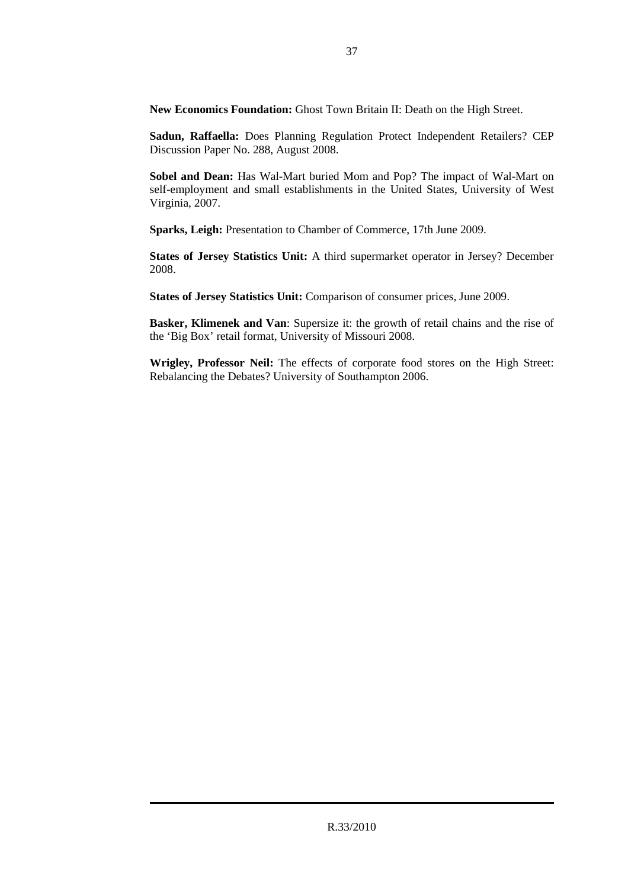**New Economics Foundation:** Ghost Town Britain II: Death on the High Street.

**Sadun, Raffaella:** Does Planning Regulation Protect Independent Retailers? CEP Discussion Paper No. 288, August 2008.

**Sobel and Dean:** Has Wal-Mart buried Mom and Pop? The impact of Wal-Mart on self-employment and small establishments in the United States, University of West Virginia, 2007.

**Sparks, Leigh:** Presentation to Chamber of Commerce, 17th June 2009.

**States of Jersey Statistics Unit:** A third supermarket operator in Jersey? December 2008.

**States of Jersey Statistics Unit:** Comparison of consumer prices, June 2009.

**Basker, Klimenek and Van**: Supersize it: the growth of retail chains and the rise of the 'Big Box' retail format, University of Missouri 2008.

**Wrigley, Professor Neil:** The effects of corporate food stores on the High Street: Rebalancing the Debates? University of Southampton 2006.